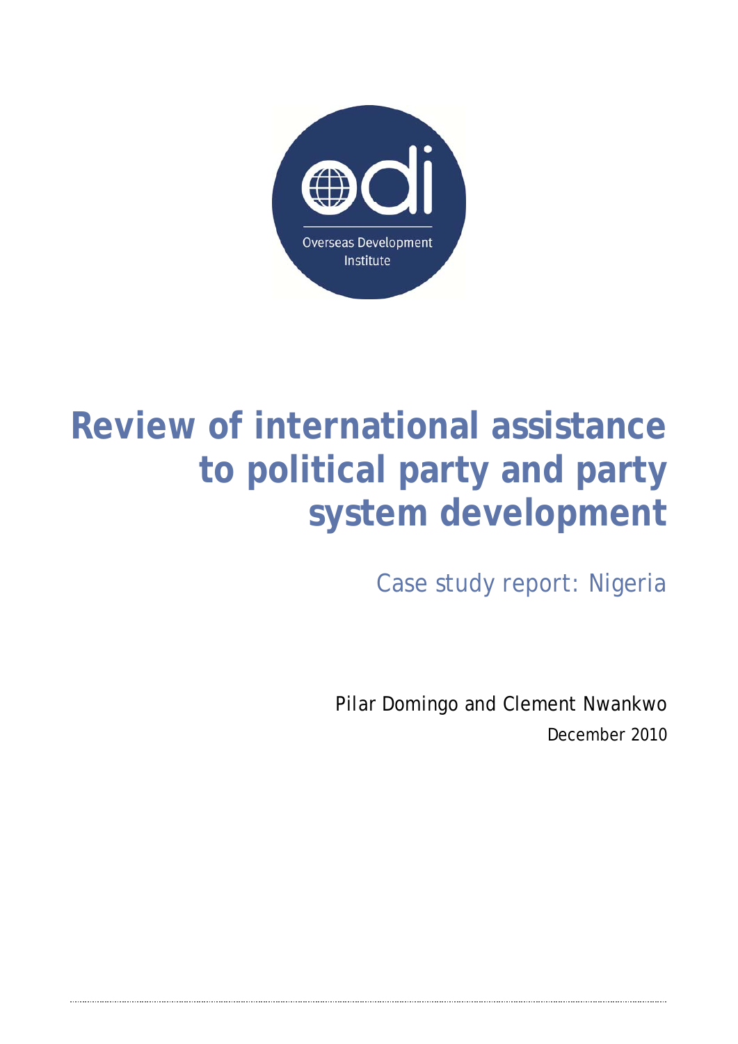Overseas Development Institute

# Review of international assistance to political party and party system development

## Case study report: Nigeria

Pilar Domingo and Clement Nwankwo

December 2010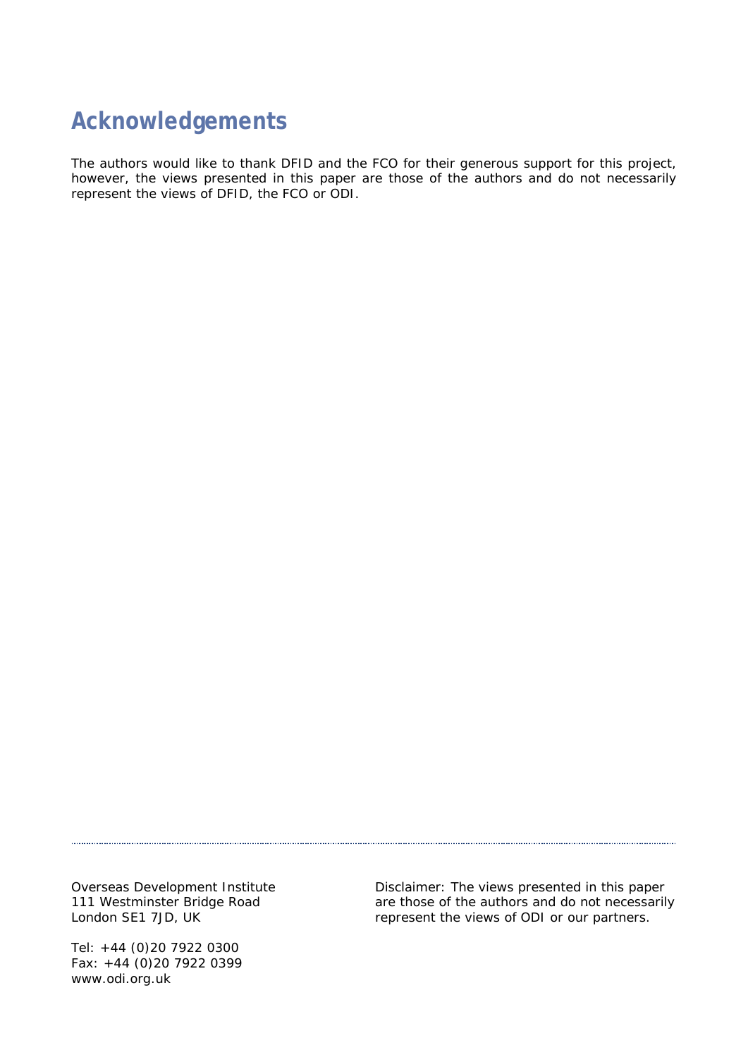## Acknowledgements

The authors would like to thank DFID and the FCO for their generous support for this project, however, the views presented in this paper are those of the authors and do not necessarily represent the views of DFID, the FCO or ODI.

---

Overseas Development Institute
111 Westminster Bridge Road
London SE1 7JD, UK

Tel: +44 (0)20 7922 0300
Fax: +44 (0)20 7922 0399
www.odi.org.uk

Disclaimer: The views presented in this paper are those of the authors and do not necessarily represent the views of ODI or our partners.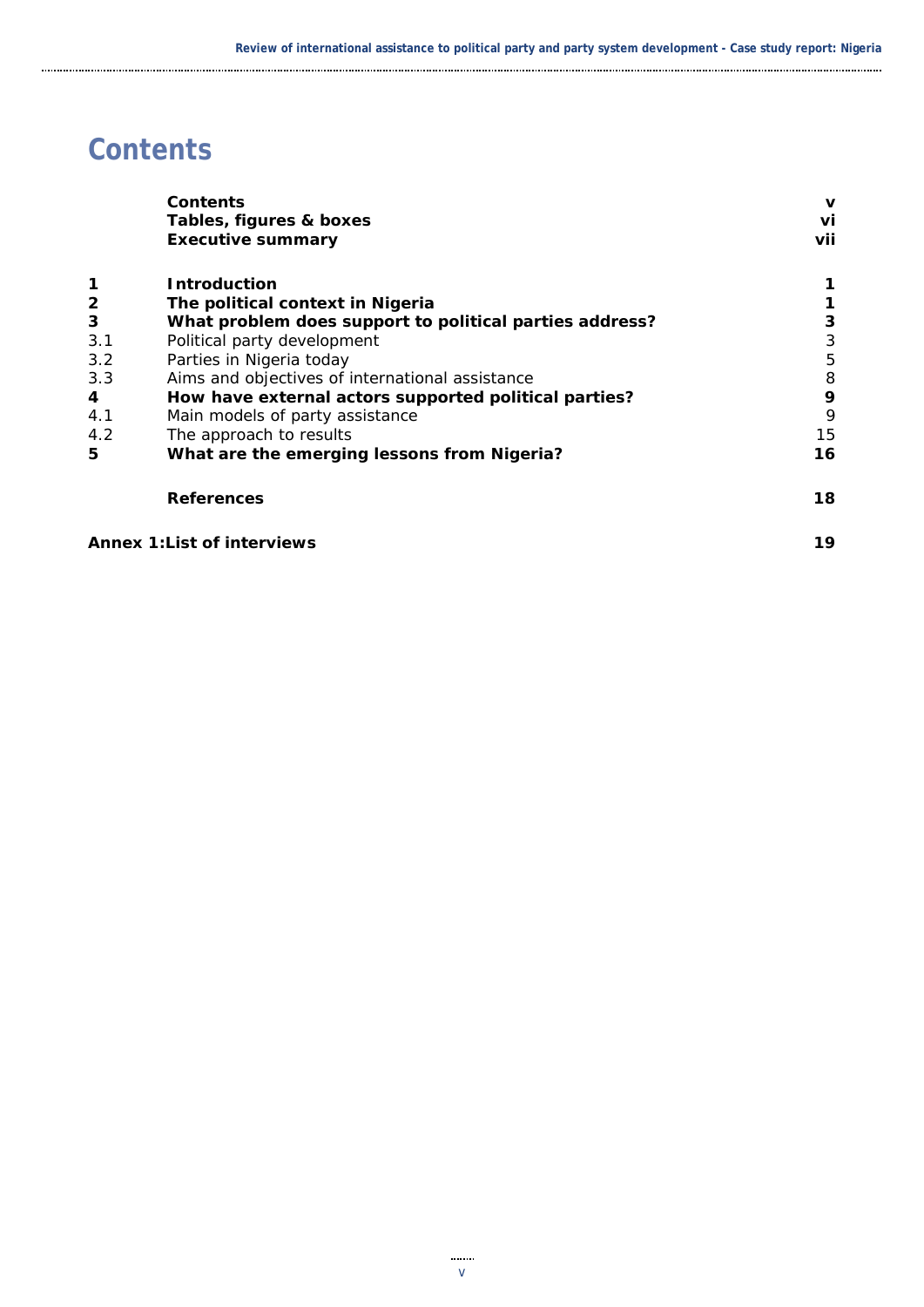# Contents

| | | |
|---|---|---|
| | **Contents** | **v** |
| | **Tables, figures & boxes** | **vi** |
| | **Executive summary** | **vii** |
| **1** | **Introduction** | **1** |
| **2** | **The political context in Nigeria** | **1** |
| **3** | **What problem does support to political parties address?** | **3** |
| 3.1 | Political party development | 3 |
| 3.2 | Parties in Nigeria today | 5 |
| 3.3 | Aims and objectives of international assistance | 8 |
| **4** | **How have external actors supported political parties?** | **9** |
| 4.1 | Main models of party assistance | 9 |
| 4.2 | The approach to results | 15 |
| **5** | **What are the emerging lessons from Nigeria?** | **16** |
| | **References** | **18** |
| **Annex 1:List of interviews** | | **19** |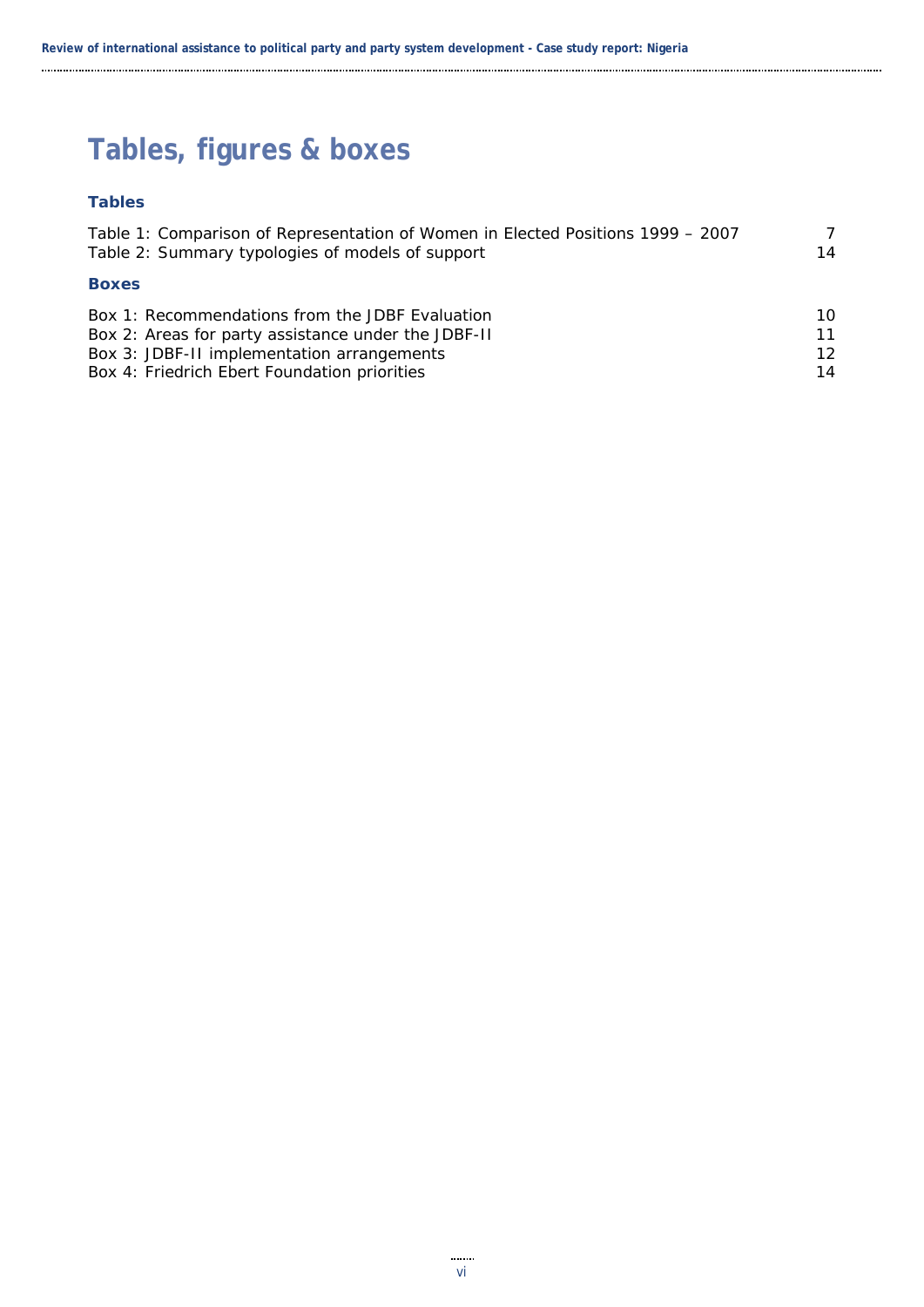# Tables, figures & boxes

### Tables

Table 1: Comparison of Representation of Women in Elected Positions 1999 – 2007 7
Table 2: Summary typologies of models of support 14

### Boxes

Box 1: Recommendations from the JDBF Evaluation 10
Box 2: Areas for party assistance under the JDBF-II 11
Box 3: JDBF-II implementation arrangements 12
Box 4: Friedrich Ebert Foundation priorities 14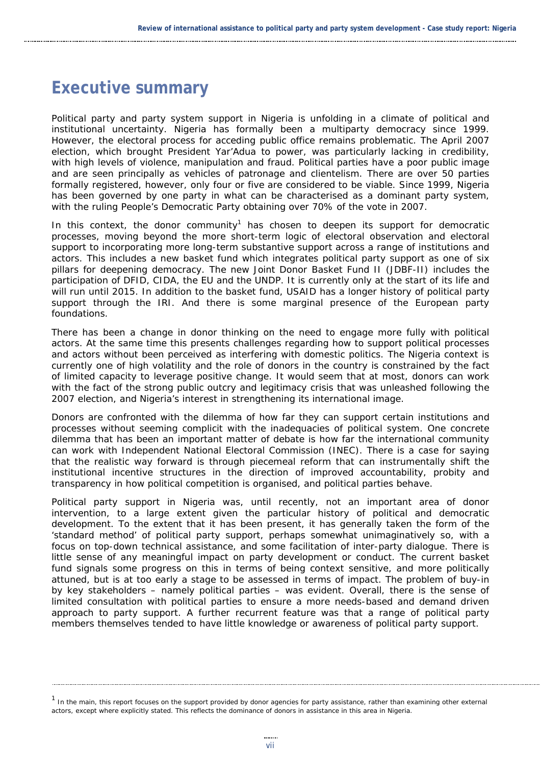# Executive summary

Political party and party system support in Nigeria is unfolding in a climate of political and institutional uncertainty. Nigeria has formally been a multiparty democracy since 1999. However, the electoral process for acceding public office remains problematic. The April 2007 election, which brought President Yar'Adua to power, was particularly lacking in credibility, with high levels of violence, manipulation and fraud. Political parties have a poor public image and are seen principally as vehicles of patronage and clientelism. There are over 50 parties formally registered, however, only four or five are considered to be viable. Since 1999, Nigeria has been governed by one party in what can be characterised as a dominant party system, with the ruling People's Democratic Party obtaining over 70% of the vote in 2007.

In this context, the donor community[1] has chosen to deepen its support for democratic processes, moving beyond the more short-term logic of electoral observation and electoral support to incorporating more long-term substantive support across a range of institutions and actors. This includes a new basket fund which integrates political party support as one of six pillars for deepening democracy. The new Joint Donor Basket Fund II (JDBF-II) includes the participation of DFID, CIDA, the EU and the UNDP. It is currently only at the start of its life and will run until 2015. In addition to the basket fund, USAID has a longer history of political party support through the IRI. And there is some marginal presence of the European party foundations.

There has been a change in donor thinking on the need to engage more fully with political actors. At the same time this presents challenges regarding how to support political processes and actors without been perceived as interfering with domestic politics. The Nigeria context is currently one of high volatility and the role of donors in the country is constrained by the fact of limited capacity to leverage positive change. It would seem that at most, donors can work with the fact of the strong public outcry and legitimacy crisis that was unleashed following the 2007 election, and Nigeria's interest in strengthening its international image.

Donors are confronted with the dilemma of how far they can support certain institutions and processes without seeming complicit with the inadequacies of political system. One concrete dilemma that has been an important matter of debate is how far the international community can work with Independent National Electoral Commission (INEC). There is a case for saying that the realistic way forward is through piecemeal reform that can instrumentally shift the institutional incentive structures in the direction of improved accountability, probity and transparency in how political competition is organised, and political parties behave.

Political party support in Nigeria was, until recently, not an important area of donor intervention, to a large extent given the particular history of political and democratic development. To the extent that it has been present, it has generally taken the form of the 'standard method' of political party support, perhaps somewhat unimaginatively so, with a focus on top-down technical assistance, and some facilitation of inter-party dialogue. There is little sense of any meaningful impact on party development or conduct. The current basket fund signals some progress on this in terms of being context sensitive, and more politically attuned, but is at too early a stage to be assessed in terms of impact. The problem of buy-in by key stakeholders – namely political parties – was evident. Overall, there is the sense of limited consultation with political parties to ensure a more needs-based and demand driven approach to party support. A further recurrent feature was that a range of political party members themselves tended to have little knowledge or awareness of political party support.

[1] In the main, this report focuses on the support provided by donor agencies for party assistance, rather than examining other external actors, except where explicitly stated. This reflects the dominance of donors in assistance in this area in Nigeria.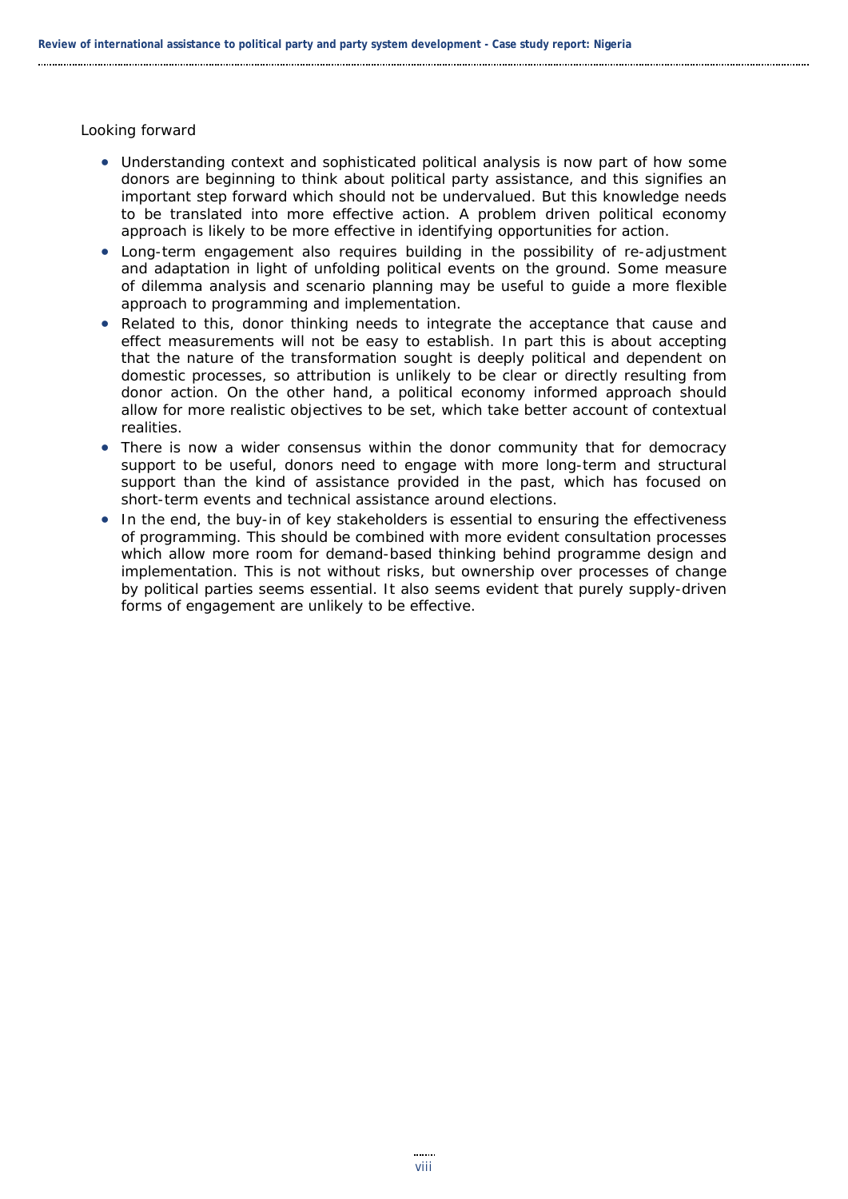Looking forward

- Understanding context and sophisticated political analysis is now part of how some donors are beginning to think about political party assistance, and this signifies an important step forward which should not be undervalued. But this knowledge needs to be translated into more effective action. A problem driven political economy approach is likely to be more effective in identifying opportunities for action.
- Long-term engagement also requires building in the possibility of re-adjustment and adaptation in light of unfolding political events on the ground. Some measure of dilemma analysis and scenario planning may be useful to guide a more flexible approach to programming and implementation.
- Related to this, donor thinking needs to integrate the acceptance that cause and effect measurements will not be easy to establish. In part this is about accepting that the nature of the transformation sought is deeply political and dependent on domestic processes, so attribution is unlikely to be clear or directly resulting from donor action. On the other hand, a political economy informed approach should allow for more realistic objectives to be set, which take better account of contextual realities.
- There is now a wider consensus within the donor community that for democracy support to be useful, donors need to engage with more long-term and structural support than the kind of assistance provided in the past, which has focused on short-term events and technical assistance around elections.
- In the end, the buy-in of key stakeholders is essential to ensuring the effectiveness of programming. This should be combined with more evident consultation processes which allow more room for demand-based thinking behind programme design and implementation. This is not without risks, but ownership over processes of change by political parties seems essential. It also seems evident that purely supply-driven forms of engagement are unlikely to be effective.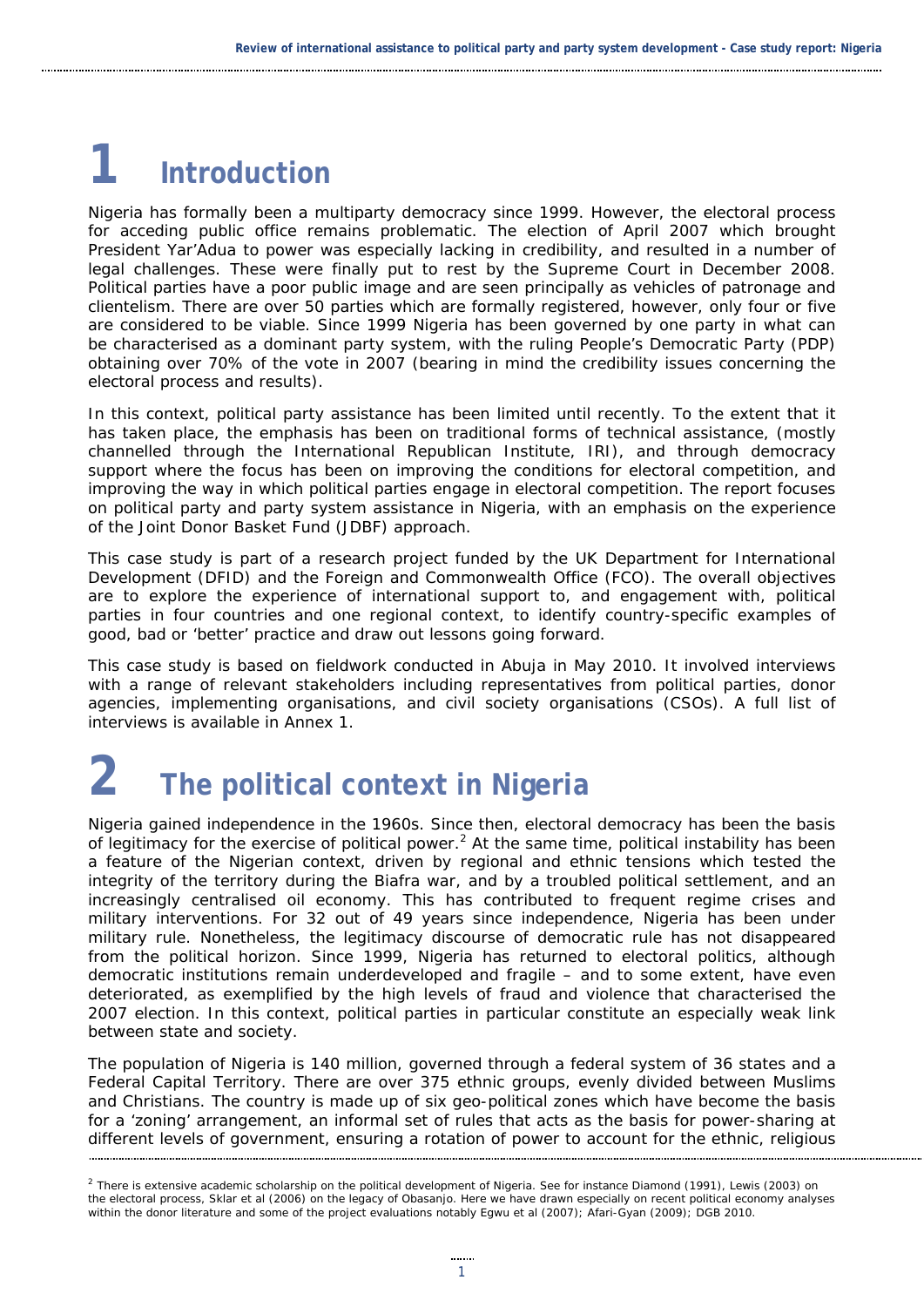# 1 Introduction

Nigeria has formally been a multiparty democracy since 1999. However, the electoral process for acceding public office remains problematic. The election of April 2007 which brought President Yar'Adua to power was especially lacking in credibility, and resulted in a number of legal challenges. These were finally put to rest by the Supreme Court in December 2008. Political parties have a poor public image and are seen principally as vehicles of patronage and clientelism. There are over 50 parties which are formally registered, however, only four or five are considered to be viable. Since 1999 Nigeria has been governed by one party in what can be characterised as a dominant party system, with the ruling People's Democratic Party (PDP) obtaining over 70% of the vote in 2007 (bearing in mind the credibility issues concerning the electoral process and results).

In this context, political party assistance has been limited until recently. To the extent that it has taken place, the emphasis has been on traditional forms of technical assistance, (mostly channelled through the International Republican Institute, IRI), and through democracy support where the focus has been on improving the conditions for electoral competition, and improving the way in which political parties engage in electoral competition. The report focuses on political party and party system assistance in Nigeria, with an emphasis on the experience of the Joint Donor Basket Fund (JDBF) approach.

This case study is part of a research project funded by the UK Department for International Development (DFID) and the Foreign and Commonwealth Office (FCO). The overall objectives are to explore the experience of international support to, and engagement with, political parties in four countries and one regional context, to identify country-specific examples of good, bad or 'better' practice and draw out lessons going forward.

This case study is based on fieldwork conducted in Abuja in May 2010. It involved interviews with a range of relevant stakeholders including representatives from political parties, donor agencies, implementing organisations, and civil society organisations (CSOs). A full list of interviews is available in Annex 1.

# 2 The political context in Nigeria

Nigeria gained independence in the 1960s. Since then, electoral democracy has been the basis of legitimacy for the exercise of political power.[2] At the same time, political instability has been a feature of the Nigerian context, driven by regional and ethnic tensions which tested the integrity of the territory during the Biafra war, and by a troubled political settlement, and an increasingly centralised oil economy. This has contributed to frequent regime crises and military interventions. For 32 out of 49 years since independence, Nigeria has been under military rule. Nonetheless, the legitimacy discourse of democratic rule has not disappeared from the political horizon. Since 1999, Nigeria has returned to electoral politics, although democratic institutions remain underdeveloped and fragile – and to some extent, have even deteriorated, as exemplified by the high levels of fraud and violence that characterised the 2007 election. In this context, political parties in particular constitute an especially weak link between state and society.

The population of Nigeria is 140 million, governed through a federal system of 36 states and a Federal Capital Territory. There are over 375 ethnic groups, evenly divided between Muslims and Christians. The country is made up of six geo-political zones which have become the basis for a 'zoning' arrangement, an informal set of rules that acts as the basis for power-sharing at different levels of government, ensuring a rotation of power to account for the ethnic, religious

[2] There is extensive academic scholarship on the political development of Nigeria. See for instance Diamond (1991), Lewis (2003) on the electoral process, Sklar et al (2006) on the legacy of Obasanjo. Here we have drawn especially on recent political economy analyses within the donor literature and some of the project evaluations notably Egwu et al (2007); Afari-Gyan (2009); DGB 2010.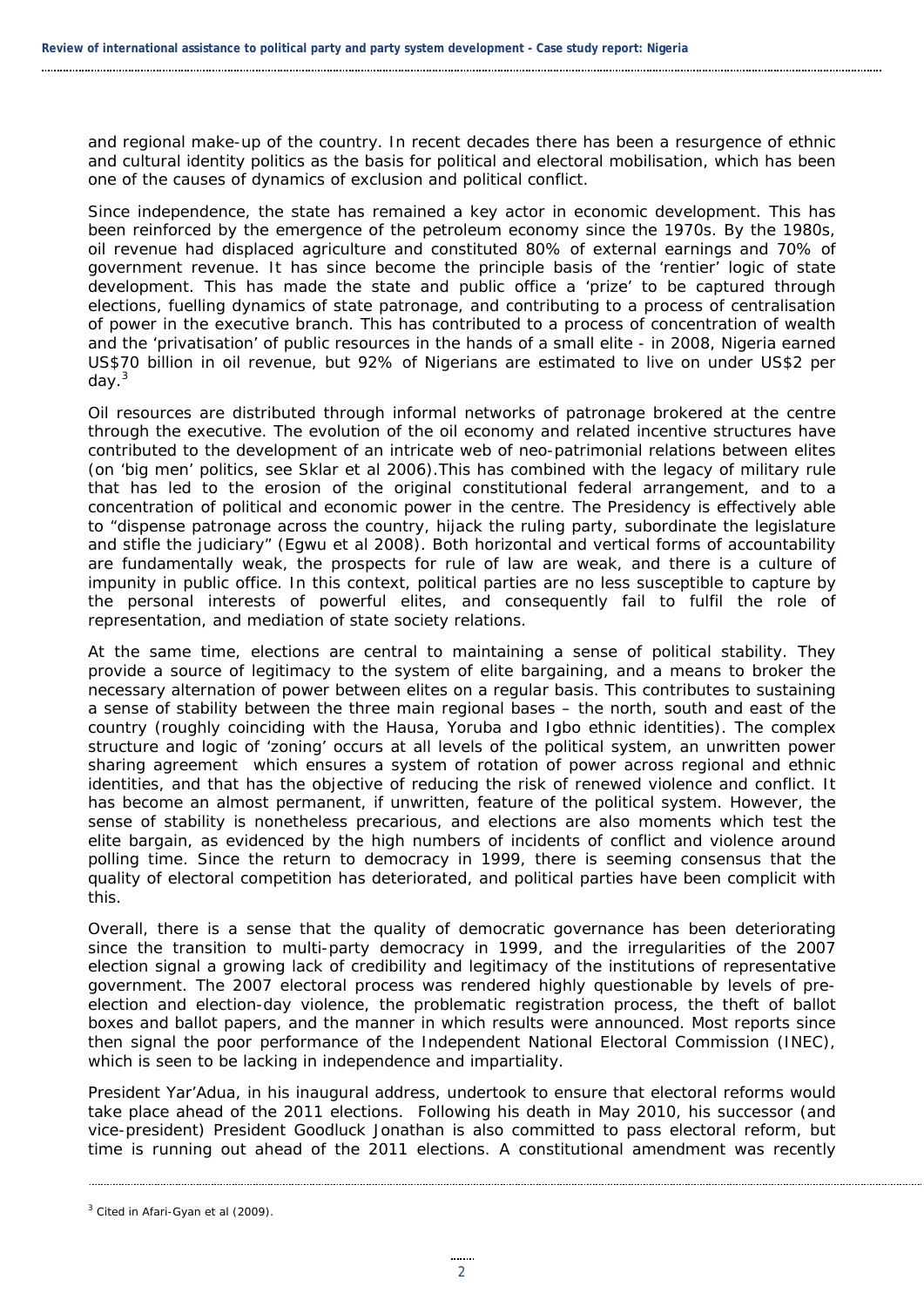and regional make-up of the country. In recent decades there has been a resurgence of ethnic and cultural identity politics as the basis for political and electoral mobilisation, which has been one of the causes of dynamics of exclusion and political conflict.

Since independence, the state has remained a key actor in economic development. This has been reinforced by the emergence of the petroleum economy since the 1970s. By the 1980s, oil revenue had displaced agriculture and constituted 80% of external earnings and 70% of government revenue. It has since become the principle basis of the 'rentier' logic of state development. This has made the state and public office a 'prize' to be captured through elections, fuelling dynamics of state patronage, and contributing to a process of centralisation of power in the executive branch. This has contributed to a process of concentration of wealth and the 'privatisation' of public resources in the hands of a small elite - in 2008, Nigeria earned US$70 billion in oil revenue, but 92% of Nigerians are estimated to live on under US$2 per day.[3]

Oil resources are distributed through informal networks of patronage brokered at the centre through the executive. The evolution of the oil economy and related incentive structures have contributed to the development of an intricate web of neo-patrimonial relations between elites (on 'big men' politics, see Sklar et al 2006).This has combined with the legacy of military rule that has led to the erosion of the original constitutional federal arrangement, and to a concentration of political and economic power in the centre. The Presidency is effectively able to "dispense patronage across the country, hijack the ruling party, subordinate the legislature and stifle the judiciary" (Egwu et al 2008). Both horizontal and vertical forms of accountability are fundamentally weak, the prospects for rule of law are weak, and there is a culture of impunity in public office. In this context, political parties are no less susceptible to capture by the personal interests of powerful elites, and consequently fail to fulfil the role of representation, and mediation of state society relations.

At the same time, elections are central to maintaining a sense of political stability. They provide a source of legitimacy to the system of elite bargaining, and a means to broker the necessary alternation of power between elites on a regular basis. This contributes to sustaining a sense of stability between the three main regional bases – the north, south and east of the country (roughly coinciding with the Hausa, Yoruba and Igbo ethnic identities). The complex structure and logic of 'zoning' occurs at all levels of the political system, an unwritten power sharing agreement which ensures a system of rotation of power across regional and ethnic identities, and that has the objective of reducing the risk of renewed violence and conflict. It has become an almost permanent, if unwritten, feature of the political system. However, the sense of stability is nonetheless precarious, and elections are also moments which test the elite bargain, as evidenced by the high numbers of incidents of conflict and violence around polling time. Since the return to democracy in 1999, there is seeming consensus that the quality of electoral competition has deteriorated, and political parties have been complicit with this.

Overall, there is a sense that the quality of democratic governance has been deteriorating since the transition to multi-party democracy in 1999, and the irregularities of the 2007 election signal a growing lack of credibility and legitimacy of the institutions of representative government. The 2007 electoral process was rendered highly questionable by levels of pre-election and election-day violence, the problematic registration process, the theft of ballot boxes and ballot papers, and the manner in which results were announced. Most reports since then signal the poor performance of the Independent National Electoral Commission (INEC), which is seen to be lacking in independence and impartiality.

President Yar'Adua, in his inaugural address, undertook to ensure that electoral reforms would take place ahead of the 2011 elections. Following his death in May 2010, his successor (and vice-president) President Goodluck Jonathan is also committed to pass electoral reform, but time is running out ahead of the 2011 elections. A constitutional amendment was recently

[3] Cited in Afari-Gyan et al (2009).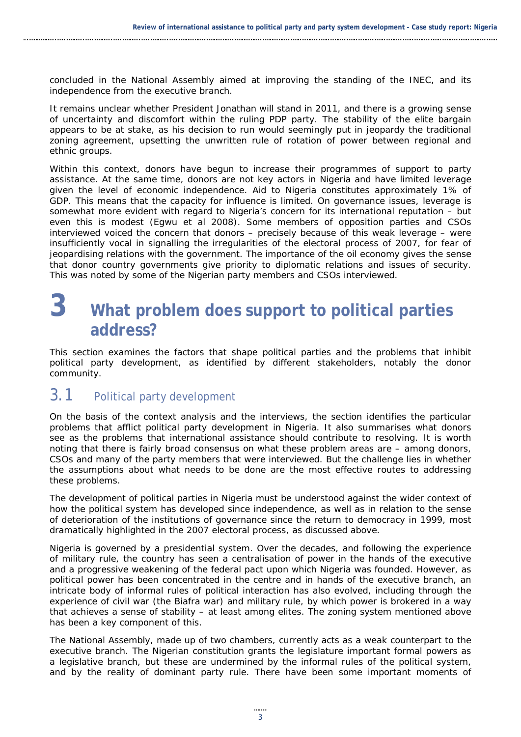concluded in the National Assembly aimed at improving the standing of the INEC, and its independence from the executive branch.

It remains unclear whether President Jonathan will stand in 2011, and there is a growing sense of uncertainty and discomfort within the ruling PDP party. The stability of the elite bargain appears to be at stake, as his decision to run would seemingly put in jeopardy the traditional zoning agreement, upsetting the unwritten rule of rotation of power between regional and ethnic groups.

Within this context, donors have begun to increase their programmes of support to party assistance. At the same time, donors are not key actors in Nigeria and have limited leverage given the level of economic independence. Aid to Nigeria constitutes approximately 1% of GDP. This means that the capacity for influence is limited. On governance issues, leverage is somewhat more evident with regard to Nigeria's concern for its international reputation – but even this is modest (Egwu et al 2008). Some members of opposition parties and CSOs interviewed voiced the concern that donors – precisely because of this weak leverage – were insufficiently vocal in signalling the irregularities of the electoral process of 2007, for fear of jeopardising relations with the government. The importance of the oil economy gives the sense that donor country governments give priority to diplomatic relations and issues of security. This was noted by some of the Nigerian party members and CSOs interviewed.

# 3 What problem does support to political parties address?

This section examines the factors that shape political parties and the problems that inhibit political party development, as identified by different stakeholders, notably the donor community.

## 3.1 Political party development

On the basis of the context analysis and the interviews, the section identifies the particular problems that afflict political party development in Nigeria. It also summarises what donors see as the problems that international assistance should contribute to resolving. It is worth noting that there is fairly broad consensus on what these problem areas are – among donors, CSOs and many of the party members that were interviewed. But the challenge lies in whether the assumptions about what needs to be done are the most effective routes to addressing these problems.

The development of political parties in Nigeria must be understood against the wider context of how the political system has developed since independence, as well as in relation to the sense of deterioration of the institutions of governance since the return to democracy in 1999, most dramatically highlighted in the 2007 electoral process, as discussed above.

Nigeria is governed by a presidential system. Over the decades, and following the experience of military rule, the country has seen a centralisation of power in the hands of the executive and a progressive weakening of the federal pact upon which Nigeria was founded. However, as political power has been concentrated in the centre and in hands of the executive branch, an intricate body of informal rules of political interaction has also evolved, including through the experience of civil war (the Biafra war) and military rule, by which power is brokered in a way that achieves a sense of stability – at least among elites. The zoning system mentioned above has been a key component of this.

The National Assembly, made up of two chambers, currently acts as a weak counterpart to the executive branch. The Nigerian constitution grants the legislature important formal powers as a legislative branch, but these are undermined by the informal rules of the political system, and by the reality of dominant party rule. There have been some important moments of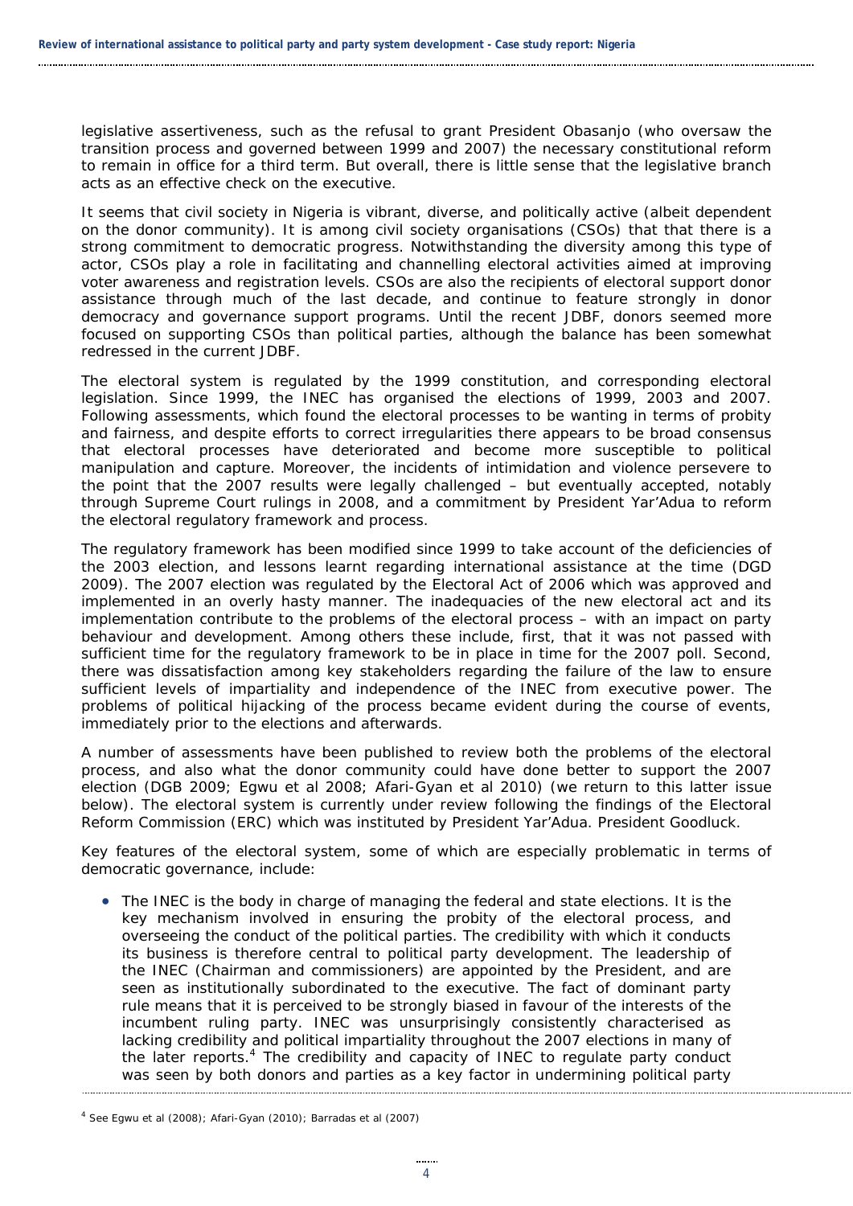legislative assertiveness, such as the refusal to grant President Obasanjo (who oversaw the transition process and governed between 1999 and 2007) the necessary constitutional reform to remain in office for a third term. But overall, there is little sense that the legislative branch acts as an effective check on the executive.

It seems that civil society in Nigeria is vibrant, diverse, and politically active (albeit dependent on the donor community). It is among civil society organisations (CSOs) that that there is a strong commitment to democratic progress. Notwithstanding the diversity among this type of actor, CSOs play a role in facilitating and channelling electoral activities aimed at improving voter awareness and registration levels. CSOs are also the recipients of electoral support donor assistance through much of the last decade, and continue to feature strongly in donor democracy and governance support programs. Until the recent JDBF, donors seemed more focused on supporting CSOs than political parties, although the balance has been somewhat redressed in the current JDBF.

The electoral system is regulated by the 1999 constitution, and corresponding electoral legislation. Since 1999, the INEC has organised the elections of 1999, 2003 and 2007. Following assessments, which found the electoral processes to be wanting in terms of probity and fairness, and despite efforts to correct irregularities there appears to be broad consensus that electoral processes have deteriorated and become more susceptible to political manipulation and capture. Moreover, the incidents of intimidation and violence persevere to the point that the 2007 results were legally challenged – but eventually accepted, notably through Supreme Court rulings in 2008, and a commitment by President Yar'Adua to reform the electoral regulatory framework and process.

The regulatory framework has been modified since 1999 to take account of the deficiencies of the 2003 election, and lessons learnt regarding international assistance at the time (DGD 2009). The 2007 election was regulated by the Electoral Act of 2006 which was approved and implemented in an overly hasty manner. The inadequacies of the new electoral act and its implementation contribute to the problems of the electoral process – with an impact on party behaviour and development. Among others these include, first, that it was not passed with sufficient time for the regulatory framework to be in place in time for the 2007 poll. Second, there was dissatisfaction among key stakeholders regarding the failure of the law to ensure sufficient levels of impartiality and independence of the INEC from executive power. The problems of political hijacking of the process became evident during the course of events, immediately prior to the elections and afterwards.

A number of assessments have been published to review both the problems of the electoral process, and also what the donor community could have done better to support the 2007 election (DGB 2009; Egwu et al 2008; Afari-Gyan et al 2010) (we return to this latter issue below). The electoral system is currently under review following the findings of the Electoral Reform Commission (ERC) which was instituted by President Yar'Adua. President Goodluck.

Key features of the electoral system, some of which are especially problematic in terms of democratic governance, include:

- The INEC is the body in charge of managing the federal and state elections. It is the key mechanism involved in ensuring the probity of the electoral process, and overseeing the conduct of the political parties. The credibility with which it conducts its business is therefore central to political party development. The leadership of the INEC (Chairman and commissioners) are appointed by the President, and are seen as institutionally subordinated to the executive. The fact of dominant party rule means that it is perceived to be strongly biased in favour of the interests of the incumbent ruling party. INEC was unsurprisingly consistently characterised as lacking credibility and political impartiality throughout the 2007 elections in many of the later reports.[4] The credibility and capacity of INEC to regulate party conduct was seen by both donors and parties as a key factor in undermining political party

[4] See Egwu et al (2008); Afari-Gyan (2010); Barradas et al (2007)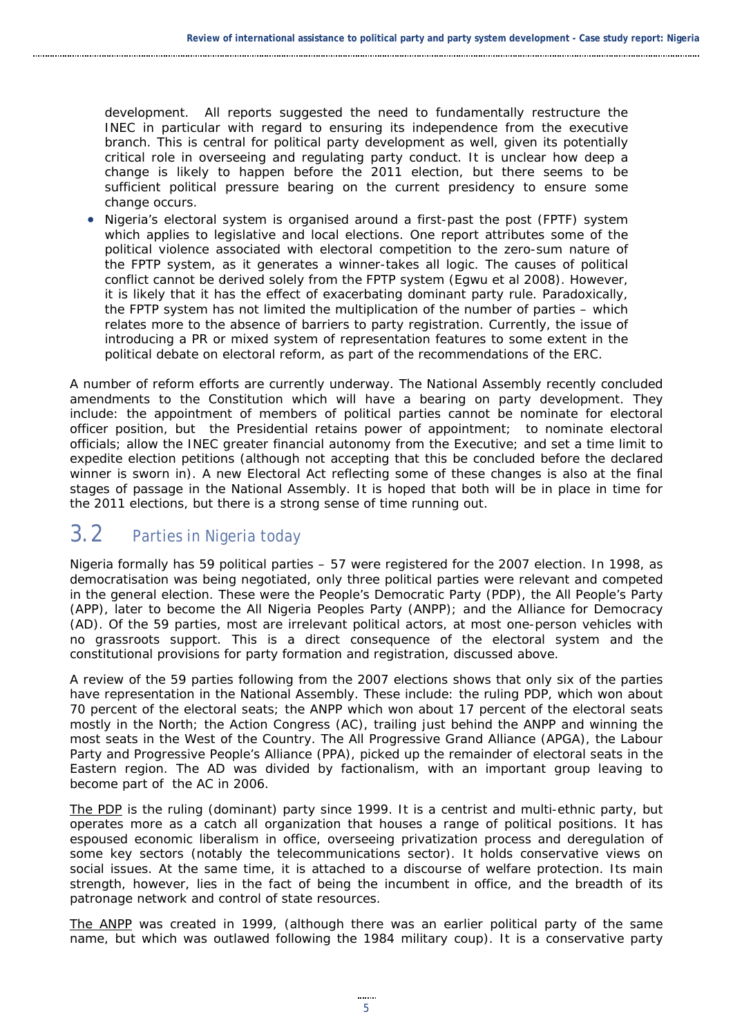development. All reports suggested the need to fundamentally restructure the INEC in particular with regard to ensuring its independence from the executive branch. This is central for political party development as well, given its potentially critical role in overseeing and regulating party conduct. It is unclear how deep a change is likely to happen before the 2011 election, but there seems to be sufficient political pressure bearing on the current presidency to ensure some change occurs.

- Nigeria's electoral system is organised around a first-past the post (FPTF) system which applies to legislative and local elections. One report attributes some of the political violence associated with electoral competition to the zero-sum nature of the FPTP system, as it generates a winner-takes all logic. The causes of political conflict cannot be derived solely from the FPTP system (Egwu et al 2008). However, it is likely that it has the effect of exacerbating dominant party rule. Paradoxically, the FPTP system has not limited the multiplication of the number of parties – which relates more to the absence of barriers to party registration. Currently, the issue of introducing a PR or mixed system of representation features to some extent in the political debate on electoral reform, as part of the recommendations of the ERC.

A number of reform efforts are currently underway. The National Assembly recently concluded amendments to the Constitution which will have a bearing on party development. They include: the appointment of members of political parties cannot be nominate for electoral officer position, but the Presidential retains power of appointment; to nominate electoral officials; allow the INEC greater financial autonomy from the Executive; and set a time limit to expedite election petitions (although not accepting that this be concluded before the declared winner is sworn in). A new Electoral Act reflecting some of these changes is also at the final stages of passage in the National Assembly. It is hoped that both will be in place in time for the 2011 elections, but there is a strong sense of time running out.

## 3.2 Parties in Nigeria today

Nigeria formally has 59 political parties – 57 were registered for the 2007 election. In 1998, as democratisation was being negotiated, only three political parties were relevant and competed in the general election. These were the People's Democratic Party (PDP), the All People's Party (APP), later to become the All Nigeria Peoples Party (ANPP); and the Alliance for Democracy (AD). Of the 59 parties, most are irrelevant political actors, at most one-person vehicles with no grassroots support. This is a direct consequence of the electoral system and the constitutional provisions for party formation and registration, discussed above.

A review of the 59 parties following from the 2007 elections shows that only six of the parties have representation in the National Assembly. These include: the ruling PDP, which won about 70 percent of the electoral seats; the ANPP which won about 17 percent of the electoral seats mostly in the North; the Action Congress (AC), trailing just behind the ANPP and winning the most seats in the West of the Country. The All Progressive Grand Alliance (APGA), the Labour Party and Progressive People's Alliance (PPA), picked up the remainder of electoral seats in the Eastern region. The AD was divided by factionalism, with an important group leaving to become part of the AC in 2006.

<u>The PDP</u> is the ruling (dominant) party since 1999. It is a centrist and multi-ethnic party, but operates more as a catch all organization that houses a range of political positions. It has espoused economic liberalism in office, overseeing privatization process and deregulation of some key sectors (notably the telecommunications sector). It holds conservative views on social issues. At the same time, it is attached to a discourse of welfare protection. Its main strength, however, lies in the fact of being the incumbent in office, and the breadth of its patronage network and control of state resources.

<u>The ANPP</u> was created in 1999, (although there was an earlier political party of the same name, but which was outlawed following the 1984 military coup). It is a conservative party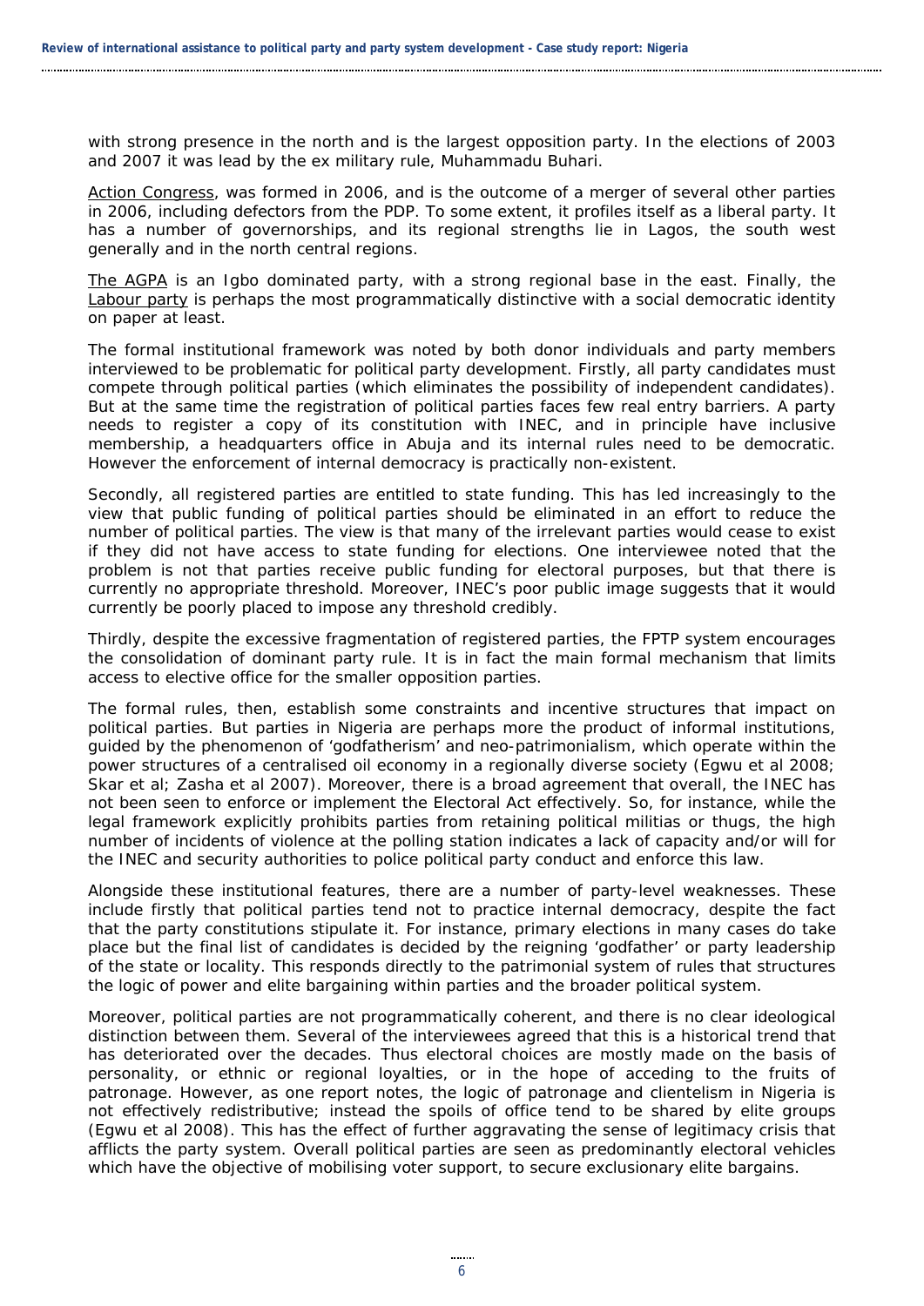with strong presence in the north and is the largest opposition party. In the elections of 2003 and 2007 it was lead by the ex military rule, Muhammadu Buhari.

Action Congress, was formed in 2006, and is the outcome of a merger of several other parties in 2006, including defectors from the PDP. To some extent, it profiles itself as a liberal party. It has a number of governorships, and its regional strengths lie in Lagos, the south west generally and in the north central regions.

The AGPA is an Igbo dominated party, with a strong regional base in the east. Finally, the Labour party is perhaps the most programmatically distinctive with a social democratic identity on paper at least.

The formal institutional framework was noted by both donor individuals and party members interviewed to be problematic for political party development. Firstly, all party candidates must compete through political parties (which eliminates the possibility of independent candidates). But at the same time the registration of political parties faces few real entry barriers. A party needs to register a copy of its constitution with INEC, and in principle have inclusive membership, a headquarters office in Abuja and its internal rules need to be democratic. However the enforcement of internal democracy is practically non-existent.

Secondly, all registered parties are entitled to state funding. This has led increasingly to the view that public funding of political parties should be eliminated in an effort to reduce the number of political parties. The view is that many of the irrelevant parties would cease to exist if they did not have access to state funding for elections. One interviewee noted that the problem is not that parties receive public funding for electoral purposes, but that there is currently no appropriate threshold. Moreover, INEC's poor public image suggests that it would currently be poorly placed to impose any threshold credibly.

Thirdly, despite the excessive fragmentation of registered parties, the FPTP system encourages the consolidation of dominant party rule. It is in fact the main formal mechanism that limits access to elective office for the smaller opposition parties.

The formal rules, then, establish some constraints and incentive structures that impact on political parties. But parties in Nigeria are perhaps more the product of informal institutions, guided by the phenomenon of 'godfatherism' and neo-patrimonialism, which operate within the power structures of a centralised oil economy in a regionally diverse society (Egwu et al 2008; Skar et al; Zasha et al 2007). Moreover, there is a broad agreement that overall, the INEC has not been seen to enforce or implement the Electoral Act effectively. So, for instance, while the legal framework explicitly prohibits parties from retaining political militias or thugs, the high number of incidents of violence at the polling station indicates a lack of capacity and/or will for the INEC and security authorities to police political party conduct and enforce this law.

Alongside these institutional features, there are a number of party-level weaknesses. These include firstly that political parties tend not to practice internal democracy, despite the fact that the party constitutions stipulate it. For instance, primary elections in many cases do take place but the final list of candidates is decided by the reigning 'godfather' or party leadership of the state or locality. This responds directly to the patrimonial system of rules that structures the logic of power and elite bargaining within parties and the broader political system.

Moreover, political parties are not programmatically coherent, and there is no clear ideological distinction between them. Several of the interviewees agreed that this is a historical trend that has deteriorated over the decades. Thus electoral choices are mostly made on the basis of personality, or ethnic or regional loyalties, or in the hope of acceding to the fruits of patronage. However, as one report notes, the logic of patronage and clientelism in Nigeria is not effectively redistributive; instead the spoils of office tend to be shared by elite groups (Egwu et al 2008). This has the effect of further aggravating the sense of legitimacy crisis that afflicts the party system. Overall political parties are seen as predominantly electoral vehicles which have the objective of mobilising voter support, to secure exclusionary elite bargains.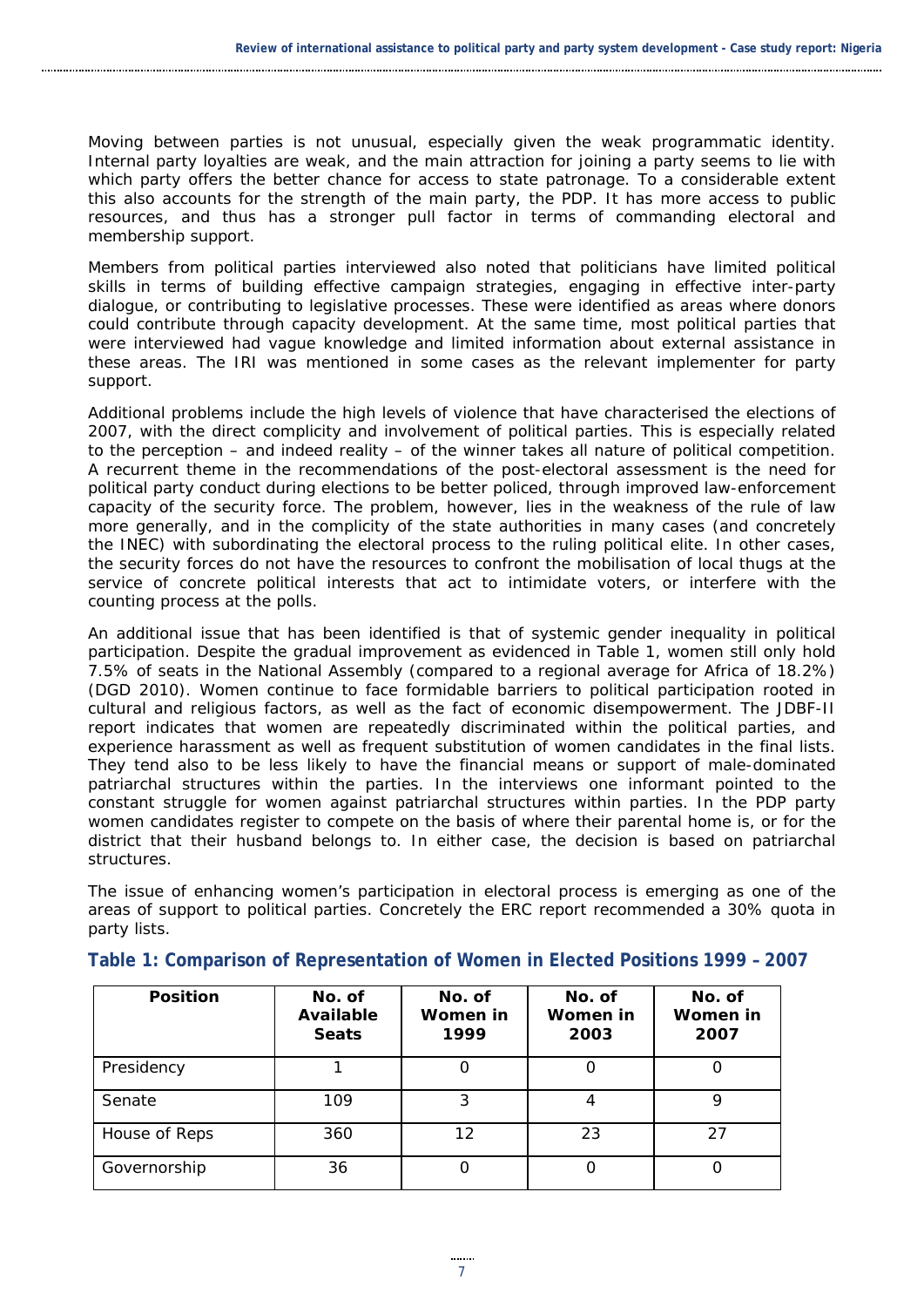Moving between parties is not unusual, especially given the weak programmatic identity. Internal party loyalties are weak, and the main attraction for joining a party seems to lie with which party offers the better chance for access to state patronage. To a considerable extent this also accounts for the strength of the main party, the PDP. It has more access to public resources, and thus has a stronger pull factor in terms of commanding electoral and membership support.

Members from political parties interviewed also noted that politicians have limited political skills in terms of building effective campaign strategies, engaging in effective inter-party dialogue, or contributing to legislative processes. These were identified as areas where donors could contribute through capacity development. At the same time, most political parties that were interviewed had vague knowledge and limited information about external assistance in these areas. The IRI was mentioned in some cases as the relevant implementer for party support.

Additional problems include the high levels of violence that have characterised the elections of 2007, with the direct complicity and involvement of political parties. This is especially related to the perception – and indeed reality – of the winner takes all nature of political competition. A recurrent theme in the recommendations of the post-electoral assessment is the need for political party conduct during elections to be better policed, through improved law-enforcement capacity of the security force. The problem, however, lies in the weakness of the rule of law more generally, and in the complicity of the state authorities in many cases (and concretely the INEC) with subordinating the electoral process to the ruling political elite. In other cases, the security forces do not have the resources to confront the mobilisation of local thugs at the service of concrete political interests that act to intimidate voters, or interfere with the counting process at the polls.

An additional issue that has been identified is that of systemic gender inequality in political participation. Despite the gradual improvement as evidenced in Table 1, women still only hold 7.5% of seats in the National Assembly (compared to a regional average for Africa of 18.2%) (DGD 2010). Women continue to face formidable barriers to political participation rooted in cultural and religious factors, as well as the fact of economic disempowerment. The JDBF-II report indicates that women are repeatedly discriminated within the political parties, and experience harassment as well as frequent substitution of women candidates in the final lists. They tend also to be less likely to have the financial means or support of male-dominated patriarchal structures within the parties. In the interviews one informant pointed to the constant struggle for women against patriarchal structures within parties. In the PDP party women candidates register to compete on the basis of where their parental home is, or for the district that their husband belongs to. In either case, the decision is based on patriarchal structures.

The issue of enhancing women's participation in electoral process is emerging as one of the areas of support to political parties. Concretely the ERC report recommended a 30% quota in party lists.

### Table 1: Comparison of Representation of Women in Elected Positions 1999 – 2007

| Position | No. of Available Seats | No. of Women in 1999 | No. of Women in 2003 | No. of Women in 2007 |
|---|---|---|---|---|
| Presidency | 1 | 0 | 0 | 0 |
| Senate | 109 | 3 | 4 | 9 |
| House of Reps | 360 | 12 | 23 | 27 |
| Governorship | 36 | 0 | 0 | 0 |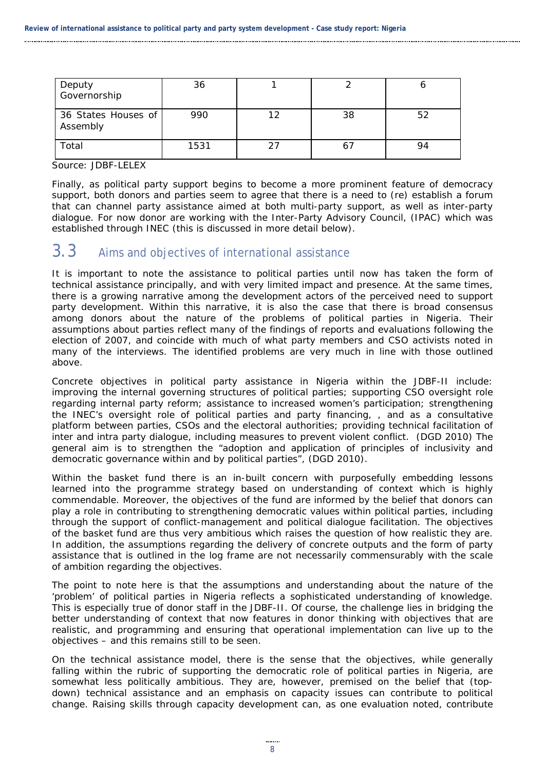| Deputy Governorship | 36 | 1 | 2 | 6 |
|---|---|---|---|---|
| 36 States Houses of Assembly | 990 | 12 | 38 | 52 |
| Total | 1531 | 27 | 67 | 94 |

Source: JDBF-LELEX

Finally, as political party support begins to become a more prominent feature of democracy support, both donors and parties seem to agree that there is a need to (re) establish a forum that can channel party assistance aimed at both multi-party support, as well as inter-party dialogue. For now donor are working with the Inter-Party Advisory Council, (IPAC) which was established through INEC (this is discussed in more detail below).

## 3.3 Aims and objectives of international assistance

It is important to note the assistance to political parties until now has taken the form of technical assistance principally, and with very limited impact and presence. At the same times, there is a growing narrative among the development actors of the perceived need to support party development. Within this narrative, it is also the case that there is broad consensus among donors about the nature of the problems of political parties in Nigeria. Their assumptions about parties reflect many of the findings of reports and evaluations following the election of 2007, and coincide with much of what party members and CSO activists noted in many of the interviews. The identified problems are very much in line with those outlined above.

Concrete objectives in political party assistance in Nigeria within the JDBF-II include: improving the internal governing structures of political parties; supporting CSO oversight role regarding internal party reform; assistance to increased women's participation; strengthening the INEC's oversight role of political parties and party financing, , and as a consultative platform between parties, CSOs and the electoral authorities; providing technical facilitation of inter and intra party dialogue, including measures to prevent violent conflict. (DGD 2010) The general aim is to strengthen the "adoption and application of principles of inclusivity and democratic governance within and by political parties", (DGD 2010).

Within the basket fund there is an in-built concern with purposefully embedding lessons learned into the programme strategy based on understanding of context which is highly commendable. Moreover, the objectives of the fund are informed by the belief that donors can play a role in contributing to strengthening democratic values within political parties, including through the support of conflict-management and political dialogue facilitation. The objectives of the basket fund are thus very ambitious which raises the question of how realistic they are. In addition, the assumptions regarding the delivery of concrete outputs and the form of party assistance that is outlined in the log frame are not necessarily commensurably with the scale of ambition regarding the objectives.

The point to note here is that the assumptions and understanding about the nature of the 'problem' of political parties in Nigeria reflects a sophisticated understanding of knowledge. This is especially true of donor staff in the JDBF-II. Of course, the challenge lies in bridging the better understanding of context that now features in donor thinking with objectives that are realistic, and programming and ensuring that operational implementation can live up to the objectives – and this remains still to be seen.

On the technical assistance model, there is the sense that the objectives, while generally falling within the rubric of supporting the democratic role of political parties in Nigeria, are somewhat less politically ambitious. They are, however, premised on the belief that (top-down) technical assistance and an emphasis on capacity issues can contribute to political change. Raising skills through capacity development can, as one evaluation noted, contribute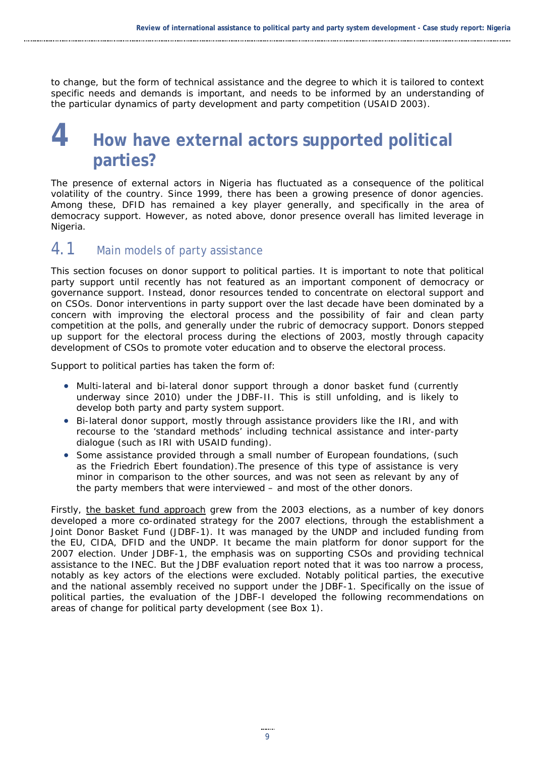to change, but the form of technical assistance and the degree to which it is tailored to context specific needs and demands is important, and needs to be informed by an understanding of the particular dynamics of party development and party competition (USAID 2003).

# 4 How have external actors supported political parties?

The presence of external actors in Nigeria has fluctuated as a consequence of the political volatility of the country. Since 1999, there has been a growing presence of donor agencies. Among these, DFID has remained a key player generally, and specifically in the area of democracy support. However, as noted above, donor presence overall has limited leverage in Nigeria.

## 4.1 Main models of party assistance

This section focuses on donor support to political parties. It is important to note that political party support until recently has not featured as an important component of democracy or governance support. Instead, donor resources tended to concentrate on electoral support and on CSOs. Donor interventions in party support over the last decade have been dominated by a concern with improving the electoral process and the possibility of fair and clean party competition at the polls, and generally under the rubric of democracy support. Donors stepped up support for the electoral process during the elections of 2003, mostly through capacity development of CSOs to promote voter education and to observe the electoral process.

Support to political parties has taken the form of:

- Multi-lateral and bi-lateral donor support through a donor basket fund (currently underway since 2010) under the JDBF-II. This is still unfolding, and is likely to develop both party and party system support.
- Bi-lateral donor support, mostly through assistance providers like the IRI, and with recourse to the 'standard methods' including technical assistance and inter-party dialogue (such as IRI with USAID funding).
- Some assistance provided through a small number of European foundations, (such as the Friedrich Ebert foundation).The presence of this type of assistance is very minor in comparison to the other sources, and was not seen as relevant by any of the party members that were interviewed – and most of the other donors.

Firstly, the basket fund approach grew from the 2003 elections, as a number of key donors developed a more co-ordinated strategy for the 2007 elections, through the establishment a Joint Donor Basket Fund (JDBF-1). It was managed by the UNDP and included funding from the EU, CIDA, DFID and the UNDP. It became the main platform for donor support for the 2007 election. Under JDBF-1, the emphasis was on supporting CSOs and providing technical assistance to the INEC. But the JDBF evaluation report noted that it was too narrow a process, notably as key actors of the elections were excluded. Notably political parties, the executive and the national assembly received no support under the JDBF-1. Specifically on the issue of political parties, the evaluation of the JDBF-I developed the following recommendations on areas of change for political party development (see Box 1).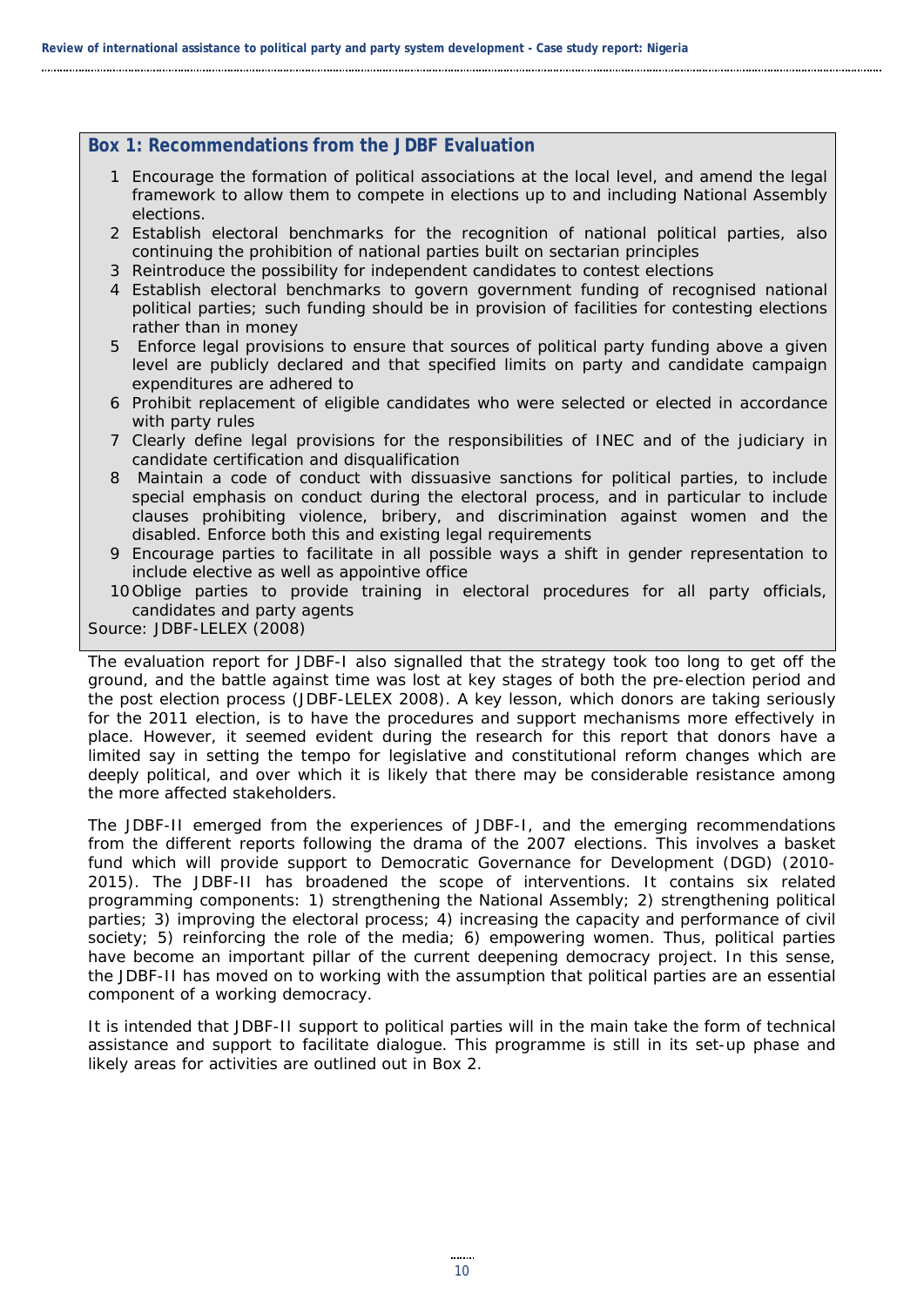**Box 1: Recommendations from the JDBF Evaluation**

1. Encourage the formation of political associations at the local level, and amend the legal framework to allow them to compete in elections up to and including National Assembly elections.
2. Establish electoral benchmarks for the recognition of national political parties, also continuing the prohibition of national parties built on sectarian principles
3. Reintroduce the possibility for independent candidates to contest elections
4. Establish electoral benchmarks to govern government funding of recognised national political parties; such funding should be in provision of facilities for contesting elections rather than in money
5. Enforce legal provisions to ensure that sources of political party funding above a given level are publicly declared and that specified limits on party and candidate campaign expenditures are adhered to
6. Prohibit replacement of eligible candidates who were selected or elected in accordance with party rules
7. Clearly define legal provisions for the responsibilities of INEC and of the judiciary in candidate certification and disqualification
8. Maintain a code of conduct with dissuasive sanctions for political parties, to include special emphasis on conduct during the electoral process, and in particular to include clauses prohibiting violence, bribery, and discrimination against women and the disabled. Enforce both this and existing legal requirements
9. Encourage parties to facilitate in all possible ways a shift in gender representation to include elective as well as appointive office
10. Oblige parties to provide training in electoral procedures for all party officials, candidates and party agents

Source: JDBF-LELEX (2008)

The evaluation report for JDBF-I also signalled that the strategy took too long to get off the ground, and the battle against time was lost at key stages of both the pre-election period and the post election process (JDBF-LELEX 2008). A key lesson, which donors are taking seriously for the 2011 election, is to have the procedures and support mechanisms more effectively in place. However, it seemed evident during the research for this report that donors have a limited say in setting the tempo for legislative and constitutional reform changes which are deeply political, and over which it is likely that there may be considerable resistance among the more affected stakeholders.

The JDBF-II emerged from the experiences of JDBF-I, and the emerging recommendations from the different reports following the drama of the 2007 elections. This involves a basket fund which will provide support to Democratic Governance for Development (DGD) (2010-2015). The JDBF-II has broadened the scope of interventions. It contains six related programming components: 1) strengthening the National Assembly; 2) strengthening political parties; 3) improving the electoral process; 4) increasing the capacity and performance of civil society; 5) reinforcing the role of the media; 6) empowering women. Thus, political parties have become an important pillar of the current deepening democracy project. In this sense, the JDBF-II has moved on to working with the assumption that political parties are an essential component of a working democracy.

It is intended that JDBF-II support to political parties will in the main take the form of technical assistance and support to facilitate dialogue. This programme is still in its set-up phase and likely areas for activities are outlined out in Box 2.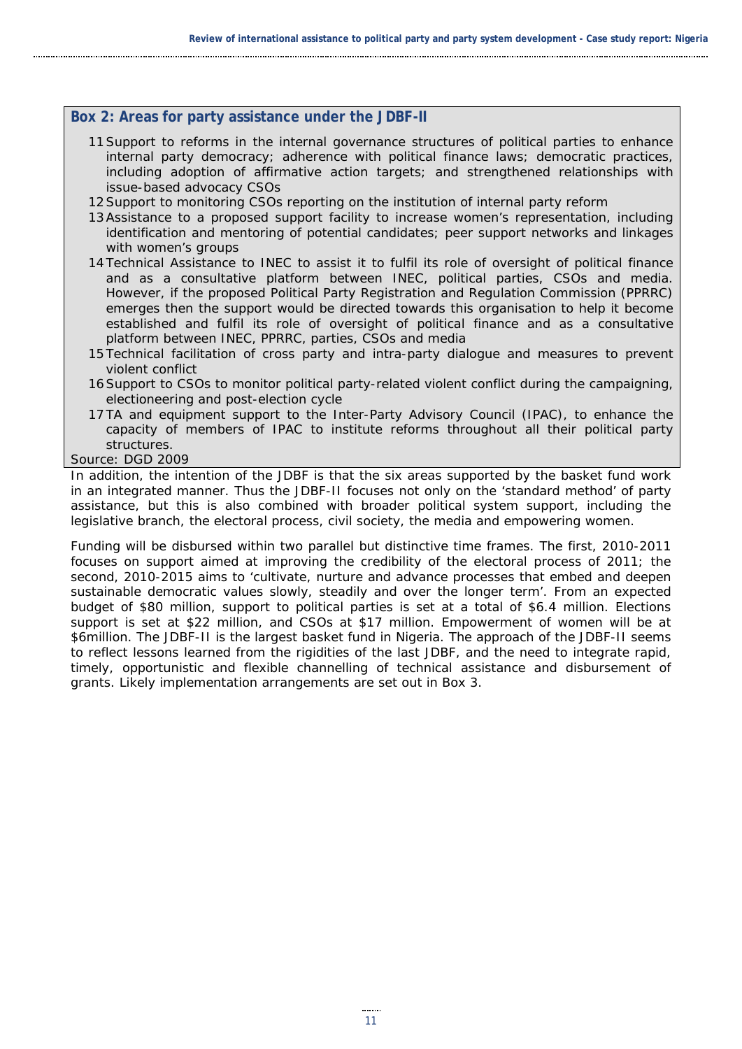**Box 2: Areas for party assistance under the JDBF-II**

11 Support to reforms in the internal governance structures of political parties to enhance internal party democracy; adherence with political finance laws; democratic practices, including adoption of affirmative action targets; and strengthened relationships with issue-based advocacy CSOs

12 Support to monitoring CSOs reporting on the institution of internal party reform

13 Assistance to a proposed support facility to increase women's representation, including identification and mentoring of potential candidates; peer support networks and linkages with women's groups

14 Technical Assistance to INEC to assist it to fulfil its role of oversight of political finance and as a consultative platform between INEC, political parties, CSOs and media. However, if the proposed Political Party Registration and Regulation Commission (PPRRC) emerges then the support would be directed towards this organisation to help it become established and fulfil its role of oversight of political finance and as a consultative platform between INEC, PPRRC, parties, CSOs and media

15 Technical facilitation of cross party and intra-party dialogue and measures to prevent violent conflict

16 Support to CSOs to monitor political party-related violent conflict during the campaigning, electioneering and post-election cycle

17 TA and equipment support to the Inter-Party Advisory Council (IPAC), to enhance the capacity of members of IPAC to institute reforms throughout all their political party structures.

Source: DGD 2009

In addition, the intention of the JDBF is that the six areas supported by the basket fund work in an integrated manner. Thus the JDBF-II focuses not only on the 'standard method' of party assistance, but this is also combined with broader political system support, including the legislative branch, the electoral process, civil society, the media and empowering women.

Funding will be disbursed within two parallel but distinctive time frames. The first, 2010-2011 focuses on support aimed at improving the credibility of the electoral process of 2011; the second, 2010-2015 aims to 'cultivate, nurture and advance processes that embed and deepen sustainable democratic values slowly, steadily and over the longer term'. From an expected budget of \$80 million, support to political parties is set at a total of \$6.4 million. Elections support is set at \$22 million, and CSOs at \$17 million. Empowerment of women will be at \$6million. The JDBF-II is the largest basket fund in Nigeria. The approach of the JDBF-II seems to reflect lessons learned from the rigidities of the last JDBF, and the need to integrate rapid, timely, opportunistic and flexible channelling of technical assistance and disbursement of grants. Likely implementation arrangements are set out in Box 3.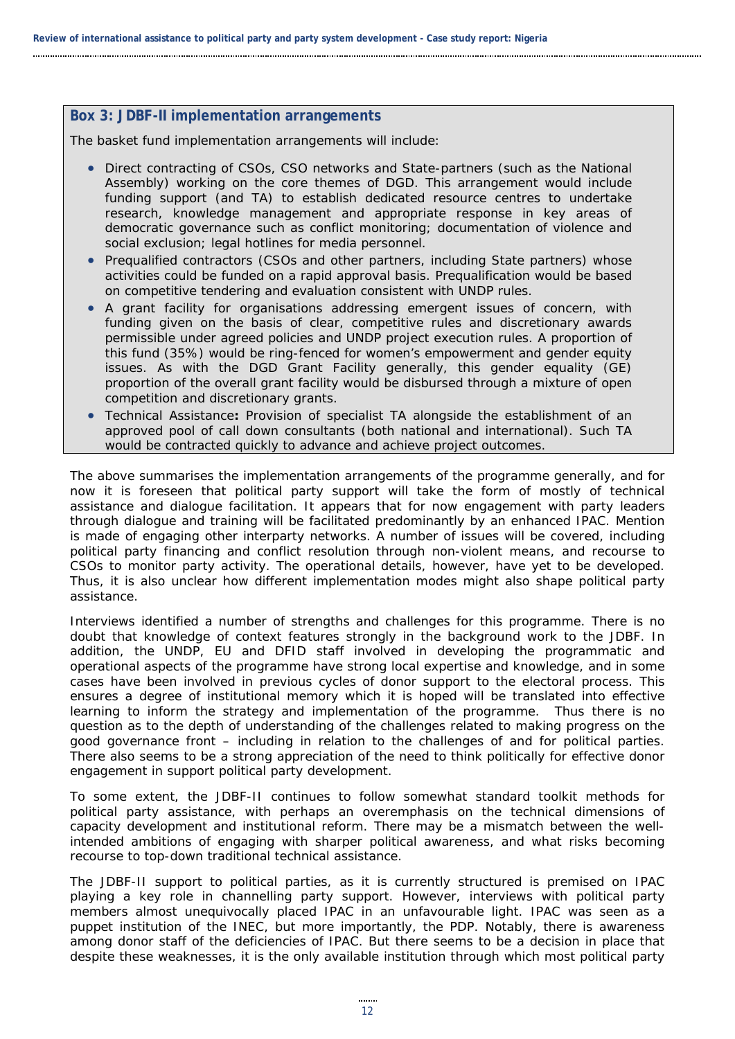### Box 3: JDBF-II implementation arrangements

The basket fund implementation arrangements will include:

- Direct contracting of CSOs, CSO networks and State-partners (such as the National Assembly) working on the core themes of DGD. This arrangement would include funding support (and TA) to establish dedicated resource centres to undertake research, knowledge management and appropriate response in key areas of democratic governance such as conflict monitoring; documentation of violence and social exclusion; legal hotlines for media personnel.
- Prequalified contractors (CSOs and other partners, including State partners) whose activities could be funded on a rapid approval basis. Prequalification would be based on competitive tendering and evaluation consistent with UNDP rules.
- A grant facility for organisations addressing emergent issues of concern, with funding given on the basis of clear, competitive rules and discretionary awards permissible under agreed policies and UNDP project execution rules. A proportion of this fund (35%) would be ring-fenced for women's empowerment and gender equity issues. As with the DGD Grant Facility generally, this gender equality (GE) proportion of the overall grant facility would be disbursed through a mixture of open competition and discretionary grants.
- Technical Assistance**:** Provision of specialist TA alongside the establishment of an approved pool of call down consultants (both national and international). Such TA would be contracted quickly to advance and achieve project outcomes.

The above summarises the implementation arrangements of the programme generally, and for now it is foreseen that political party support will take the form of mostly of technical assistance and dialogue facilitation. It appears that for now engagement with party leaders through dialogue and training will be facilitated predominantly by an enhanced IPAC. Mention is made of engaging other interparty networks. A number of issues will be covered, including political party financing and conflict resolution through non-violent means, and recourse to CSOs to monitor party activity. The operational details, however, have yet to be developed. Thus, it is also unclear how different implementation modes might also shape political party assistance.

Interviews identified a number of strengths and challenges for this programme. There is no doubt that knowledge of context features strongly in the background work to the JDBF. In addition, the UNDP, EU and DFID staff involved in developing the programmatic and operational aspects of the programme have strong local expertise and knowledge, and in some cases have been involved in previous cycles of donor support to the electoral process. This ensures a degree of institutional memory which it is hoped will be translated into effective learning to inform the strategy and implementation of the programme. Thus there is no question as to the depth of understanding of the challenges related to making progress on the good governance front – including in relation to the challenges of and for political parties. There also seems to be a strong appreciation of the need to think politically for effective donor engagement in support political party development.

To some extent, the JDBF-II continues to follow somewhat standard toolkit methods for political party assistance, with perhaps an overemphasis on the technical dimensions of capacity development and institutional reform. There may be a mismatch between the well-intended ambitions of engaging with sharper political awareness, and what risks becoming recourse to top-down traditional technical assistance.

The JDBF-II support to political parties, as it is currently structured is premised on IPAC playing a key role in channelling party support. However, interviews with political party members almost unequivocally placed IPAC in an unfavourable light. IPAC was seen as a puppet institution of the INEC, but more importantly, the PDP. Notably, there is awareness among donor staff of the deficiencies of IPAC. But there seems to be a decision in place that despite these weaknesses, it is the only available institution through which most political party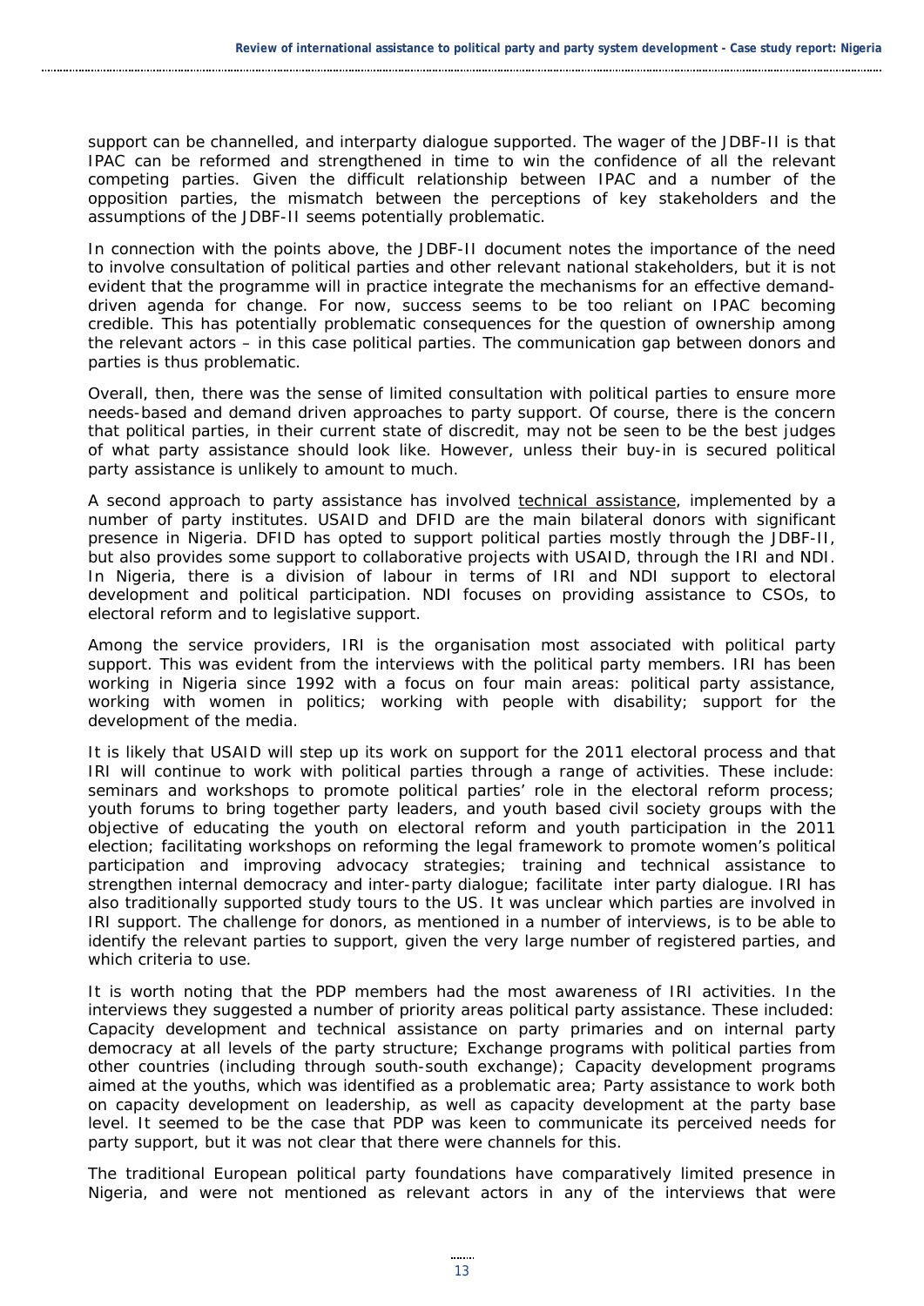support can be channelled, and interparty dialogue supported. The wager of the JDBF-II is that IPAC can be reformed and strengthened in time to win the confidence of all the relevant competing parties. Given the difficult relationship between IPAC and a number of the opposition parties, the mismatch between the perceptions of key stakeholders and the assumptions of the JDBF-II seems potentially problematic.

In connection with the points above, the JDBF-II document notes the importance of the need to involve consultation of political parties and other relevant national stakeholders, but it is not evident that the programme will in practice integrate the mechanisms for an effective demand-driven agenda for change. For now, success seems to be too reliant on IPAC becoming credible. This has potentially problematic consequences for the question of ownership among the relevant actors – in this case political parties. The communication gap between donors and parties is thus problematic.

Overall, then, there was the sense of limited consultation with political parties to ensure more needs-based and demand driven approaches to party support. Of course, there is the concern that political parties, in their current state of discredit, may not be seen to be the best judges of what party assistance should look like. However, unless their buy-in is secured political party assistance is unlikely to amount to much.

A second approach to party assistance has involved <u>technical assistance</u>, implemented by a number of party institutes. USAID and DFID are the main bilateral donors with significant presence in Nigeria. DFID has opted to support political parties mostly through the JDBF-II, but also provides some support to collaborative projects with USAID, through the IRI and NDI. In Nigeria, there is a division of labour in terms of IRI and NDI support to electoral development and political participation. NDI focuses on providing assistance to CSOs, to electoral reform and to legislative support.

Among the service providers, IRI is the organisation most associated with political party support. This was evident from the interviews with the political party members. IRI has been working in Nigeria since 1992 with a focus on four main areas: political party assistance, working with women in politics; working with people with disability; support for the development of the media.

It is likely that USAID will step up its work on support for the 2011 electoral process and that IRI will continue to work with political parties through a range of activities. These include: seminars and workshops to promote political parties' role in the electoral reform process; youth forums to bring together party leaders, and youth based civil society groups with the objective of educating the youth on electoral reform and youth participation in the 2011 election; facilitating workshops on reforming the legal framework to promote women's political participation and improving advocacy strategies; training and technical assistance to strengthen internal democracy and inter-party dialogue; facilitate inter party dialogue. IRI has also traditionally supported study tours to the US. It was unclear which parties are involved in IRI support. The challenge for donors, as mentioned in a number of interviews, is to be able to identify the relevant parties to support, given the very large number of registered parties, and which criteria to use.

It is worth noting that the PDP members had the most awareness of IRI activities. In the interviews they suggested a number of priority areas political party assistance. These included: Capacity development and technical assistance on party primaries and on internal party democracy at all levels of the party structure; Exchange programs with political parties from other countries (including through south-south exchange); Capacity development programs aimed at the youths, which was identified as a problematic area; Party assistance to work both on capacity development on leadership, as well as capacity development at the party base level. It seemed to be the case that PDP was keen to communicate its perceived needs for party support, but it was not clear that there were channels for this.

The traditional European political party foundations have comparatively limited presence in Nigeria, and were not mentioned as relevant actors in any of the interviews that were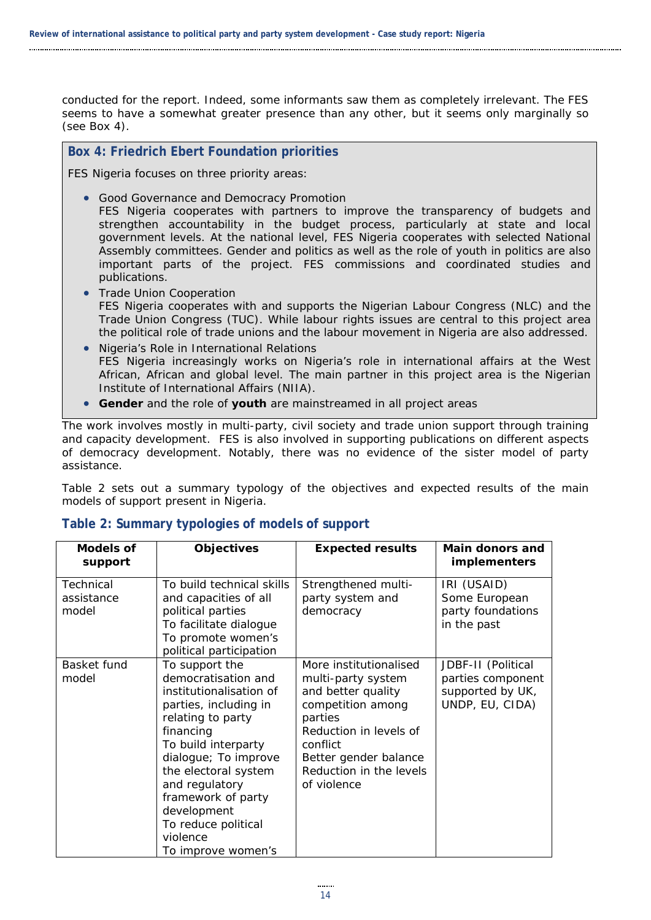conducted for the report. Indeed, some informants saw them as completely irrelevant. The FES seems to have a somewhat greater presence than any other, but it seems only marginally so (see Box 4).

> **Box 4: Friedrich Ebert Foundation priorities**
>
> FES Nigeria focuses on three priority areas:
>
> - Good Governance and Democracy Promotion
>   FES Nigeria cooperates with partners to improve the transparency of budgets and strengthen accountability in the budget process, particularly at state and local government levels. At the national level, FES Nigeria cooperates with selected National Assembly committees. Gender and politics as well as the role of youth in politics are also important parts of the project. FES commissions and coordinated studies and publications.
> - Trade Union Cooperation
>   FES Nigeria cooperates with and supports the Nigerian Labour Congress (NLC) and the Trade Union Congress (TUC). While labour rights issues are central to this project area the political role of trade unions and the labour movement in Nigeria are also addressed.
> - Nigeria's Role in International Relations
>   FES Nigeria increasingly works on Nigeria's role in international affairs at the West African, African and global level. The main partner in this project area is the Nigerian Institute of International Affairs (NIIA).
> - **Gender** and the role of **youth** are mainstreamed in all project areas

The work involves mostly in multi-party, civil society and trade union support through training and capacity development. FES is also involved in supporting publications on different aspects of democracy development. Notably, there was no evidence of the sister model of party assistance.

Table 2 sets out a summary typology of the objectives and expected results of the main models of support present in Nigeria.

**Table 2: Summary typologies of models of support**

| Models of support | Objectives | Expected results | Main donors and implementers |
|---|---|---|---|
| Technical assistance model | To build technical skills and capacities of all political parties<br>To facilitate dialogue<br>To promote women's political participation | Strengthened multi-party system and democracy | IRI (USAID)<br>Some European party foundations in the past |
| Basket fund model | To support the democratisation and institutionalisation of parties, including in relating to party financing<br>To build interparty dialogue; To improve the electoral system and regulatory framework of party development<br>To reduce political violence<br>To improve women's | More institutionalised multi-party system and better quality competition among parties<br>Reduction in levels of conflict<br>Better gender balance<br>Reduction in the levels of violence | JDBF-II (Political parties component supported by UK, UNDP, EU, CIDA) |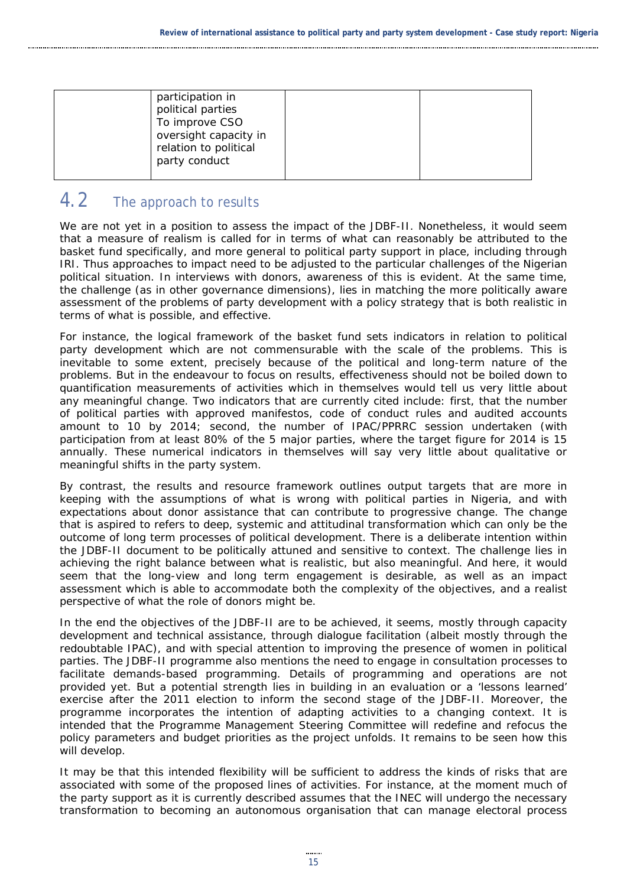|  | participation in political parties<br>To improve CSO oversight capacity in relation to political party conduct |  |  |
|---|---|---|---|

## 4.2 The approach to results

We are not yet in a position to assess the impact of the JDBF-II. Nonetheless, it would seem that a measure of realism is called for in terms of what can reasonably be attributed to the basket fund specifically, and more general to political party support in place, including through IRI. Thus approaches to impact need to be adjusted to the particular challenges of the Nigerian political situation. In interviews with donors, awareness of this is evident. At the same time, the challenge (as in other governance dimensions), lies in matching the more politically aware assessment of the problems of party development with a policy strategy that is both realistic in terms of what is possible, and effective.

For instance, the logical framework of the basket fund sets indicators in relation to political party development which are not commensurable with the scale of the problems. This is inevitable to some extent, precisely because of the political and long-term nature of the problems. But in the endeavour to focus on results, effectiveness should not be boiled down to quantification measurements of activities which in themselves would tell us very little about any meaningful change. Two indicators that are currently cited include: first, that the number of political parties with approved manifestos, code of conduct rules and audited accounts amount to 10 by 2014; second, the number of IPAC/PPRRC session undertaken (with participation from at least 80% of the 5 major parties, where the target figure for 2014 is 15 annually. These numerical indicators in themselves will say very little about qualitative or meaningful shifts in the party system.

By contrast, the results and resource framework outlines output targets that are more in keeping with the assumptions of what is wrong with political parties in Nigeria, and with expectations about donor assistance that can contribute to progressive change. The change that is aspired to refers to deep, systemic and attitudinal transformation which can only be the outcome of long term processes of political development. There is a deliberate intention within the JDBF-II document to be politically attuned and sensitive to context. The challenge lies in achieving the right balance between what is realistic, but also meaningful. And here, it would seem that the long-view and long term engagement is desirable, as well as an impact assessment which is able to accommodate both the complexity of the objectives, and a realist perspective of what the role of donors might be.

In the end the objectives of the JDBF-II are to be achieved, it seems, mostly through capacity development and technical assistance, through dialogue facilitation (albeit mostly through the redoubtable IPAC), and with special attention to improving the presence of women in political parties. The JDBF-II programme also mentions the need to engage in consultation processes to facilitate demands-based programming. Details of programming and operations are not provided yet. But a potential strength lies in building in an evaluation or a 'lessons learned' exercise after the 2011 election to inform the second stage of the JDBF-II. Moreover, the programme incorporates the intention of adapting activities to a changing context. It is intended that the Programme Management Steering Committee will redefine and refocus the policy parameters and budget priorities as the project unfolds. It remains to be seen how this will develop.

It may be that this intended flexibility will be sufficient to address the kinds of risks that are associated with some of the proposed lines of activities. For instance, at the moment much of the party support as it is currently described assumes that the INEC will undergo the necessary transformation to becoming an autonomous organisation that can manage electoral process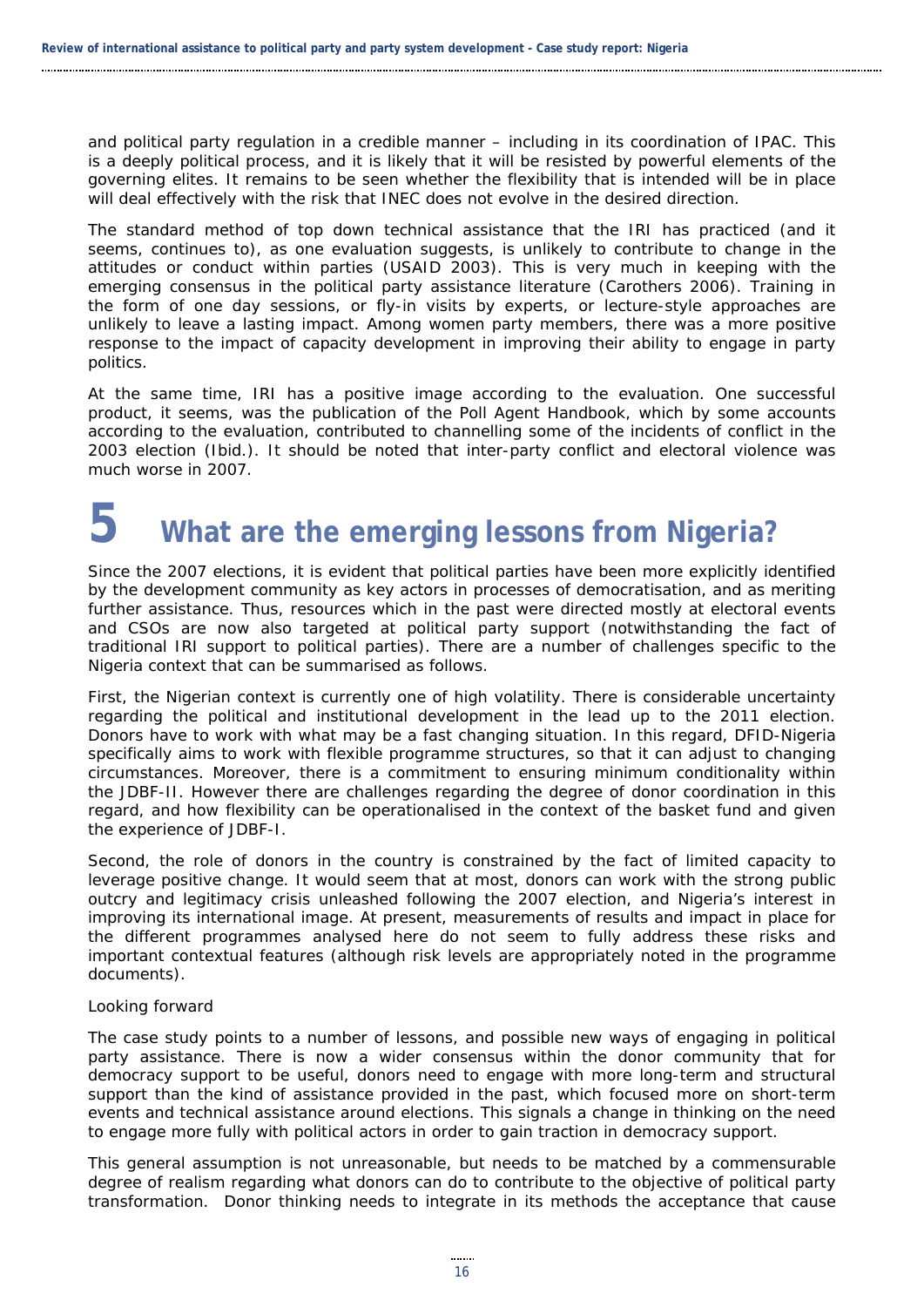and political party regulation in a credible manner – including in its coordination of IPAC. This is a deeply political process, and it is likely that it will be resisted by powerful elements of the governing elites. It remains to be seen whether the flexibility that is intended will be in place will deal effectively with the risk that INEC does not evolve in the desired direction.

The standard method of top down technical assistance that the IRI has practiced (and it seems, continues to), as one evaluation suggests, is unlikely to contribute to change in the attitudes or conduct within parties (USAID 2003). This is very much in keeping with the emerging consensus in the political party assistance literature (Carothers 2006). Training in the form of one day sessions, or fly-in visits by experts, or lecture-style approaches are unlikely to leave a lasting impact. Among women party members, there was a more positive response to the impact of capacity development in improving their ability to engage in party politics.

At the same time, IRI has a positive image according to the evaluation. One successful product, it seems, was the publication of the Poll Agent Handbook, which by some accounts according to the evaluation, contributed to channelling some of the incidents of conflict in the 2003 election (Ibid.). It should be noted that inter-party conflict and electoral violence was much worse in 2007.

# 5 What are the emerging lessons from Nigeria?

Since the 2007 elections, it is evident that political parties have been more explicitly identified by the development community as key actors in processes of democratisation, and as meriting further assistance. Thus, resources which in the past were directed mostly at electoral events and CSOs are now also targeted at political party support (notwithstanding the fact of traditional IRI support to political parties). There are a number of challenges specific to the Nigeria context that can be summarised as follows.

First, the Nigerian context is currently one of high volatility. There is considerable uncertainty regarding the political and institutional development in the lead up to the 2011 election. Donors have to work with what may be a fast changing situation. In this regard, DFID-Nigeria specifically aims to work with flexible programme structures, so that it can adjust to changing circumstances. Moreover, there is a commitment to ensuring minimum conditionality within the JDBF-II. However there are challenges regarding the degree of donor coordination in this regard, and how flexibility can be operationalised in the context of the basket fund and given the experience of JDBF-I.

Second, the role of donors in the country is constrained by the fact of limited capacity to leverage positive change. It would seem that at most, donors can work with the strong public outcry and legitimacy crisis unleashed following the 2007 election, and Nigeria's interest in improving its international image. At present, measurements of results and impact in place for the different programmes analysed here do not seem to fully address these risks and important contextual features (although risk levels are appropriately noted in the programme documents).

Looking forward

The case study points to a number of lessons, and possible new ways of engaging in political party assistance. There is now a wider consensus within the donor community that for democracy support to be useful, donors need to engage with more long-term and structural support than the kind of assistance provided in the past, which focused more on short-term events and technical assistance around elections. This signals a change in thinking on the need to engage more fully with political actors in order to gain traction in democracy support.

This general assumption is not unreasonable, but needs to be matched by a commensurable degree of realism regarding what donors can do to contribute to the objective of political party transformation. Donor thinking needs to integrate in its methods the acceptance that cause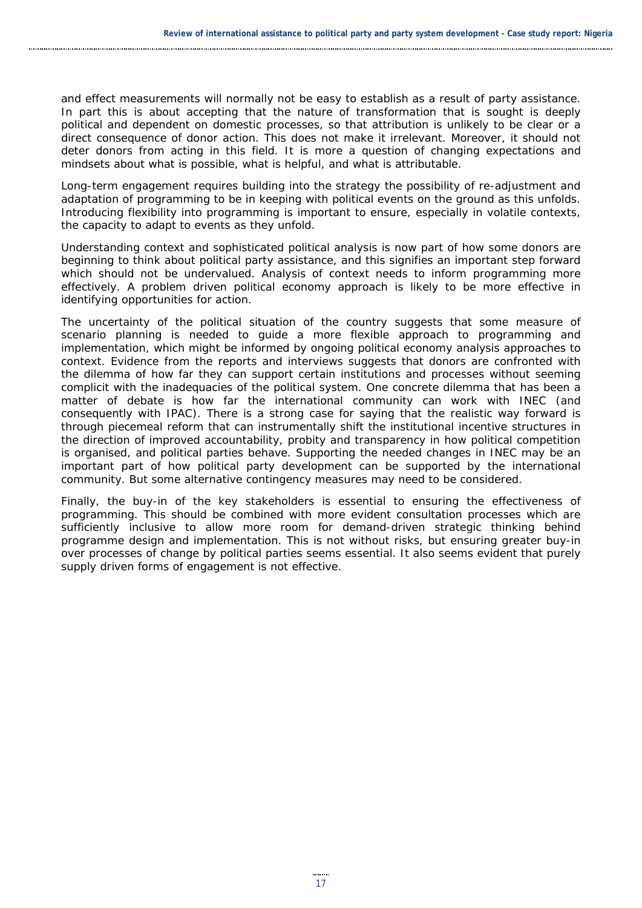and effect measurements will normally not be easy to establish as a result of party assistance. In part this is about accepting that the nature of transformation that is sought is deeply political and dependent on domestic processes, so that attribution is unlikely to be clear or a direct consequence of donor action. This does not make it irrelevant. Moreover, it should not deter donors from acting in this field. It is more a question of changing expectations and mindsets about what is possible, what is helpful, and what is attributable.

Long-term engagement requires building into the strategy the possibility of re-adjustment and adaptation of programming to be in keeping with political events on the ground as this unfolds. Introducing flexibility into programming is important to ensure, especially in volatile contexts, the capacity to adapt to events as they unfold.

Understanding context and sophisticated political analysis is now part of how some donors are beginning to think about political party assistance, and this signifies an important step forward which should not be undervalued. Analysis of context needs to inform programming more effectively. A problem driven political economy approach is likely to be more effective in identifying opportunities for action.

The uncertainty of the political situation of the country suggests that some measure of scenario planning is needed to guide a more flexible approach to programming and implementation, which might be informed by ongoing political economy analysis approaches to context. Evidence from the reports and interviews suggests that donors are confronted with the dilemma of how far they can support certain institutions and processes without seeming complicit with the inadequacies of the political system. One concrete dilemma that has been a matter of debate is how far the international community can work with INEC (and consequently with IPAC). There is a strong case for saying that the realistic way forward is through piecemeal reform that can instrumentally shift the institutional incentive structures in the direction of improved accountability, probity and transparency in how political competition is organised, and political parties behave. Supporting the needed changes in INEC may be an important part of how political party development can be supported by the international community. But some alternative contingency measures may need to be considered.

Finally, the buy-in of the key stakeholders is essential to ensuring the effectiveness of programming. This should be combined with more evident consultation processes which are sufficiently inclusive to allow more room for demand-driven strategic thinking behind programme design and implementation. This is not without risks, but ensuring greater buy-in over processes of change by political parties seems essential. It also seems evident that purely supply driven forms of engagement is not effective.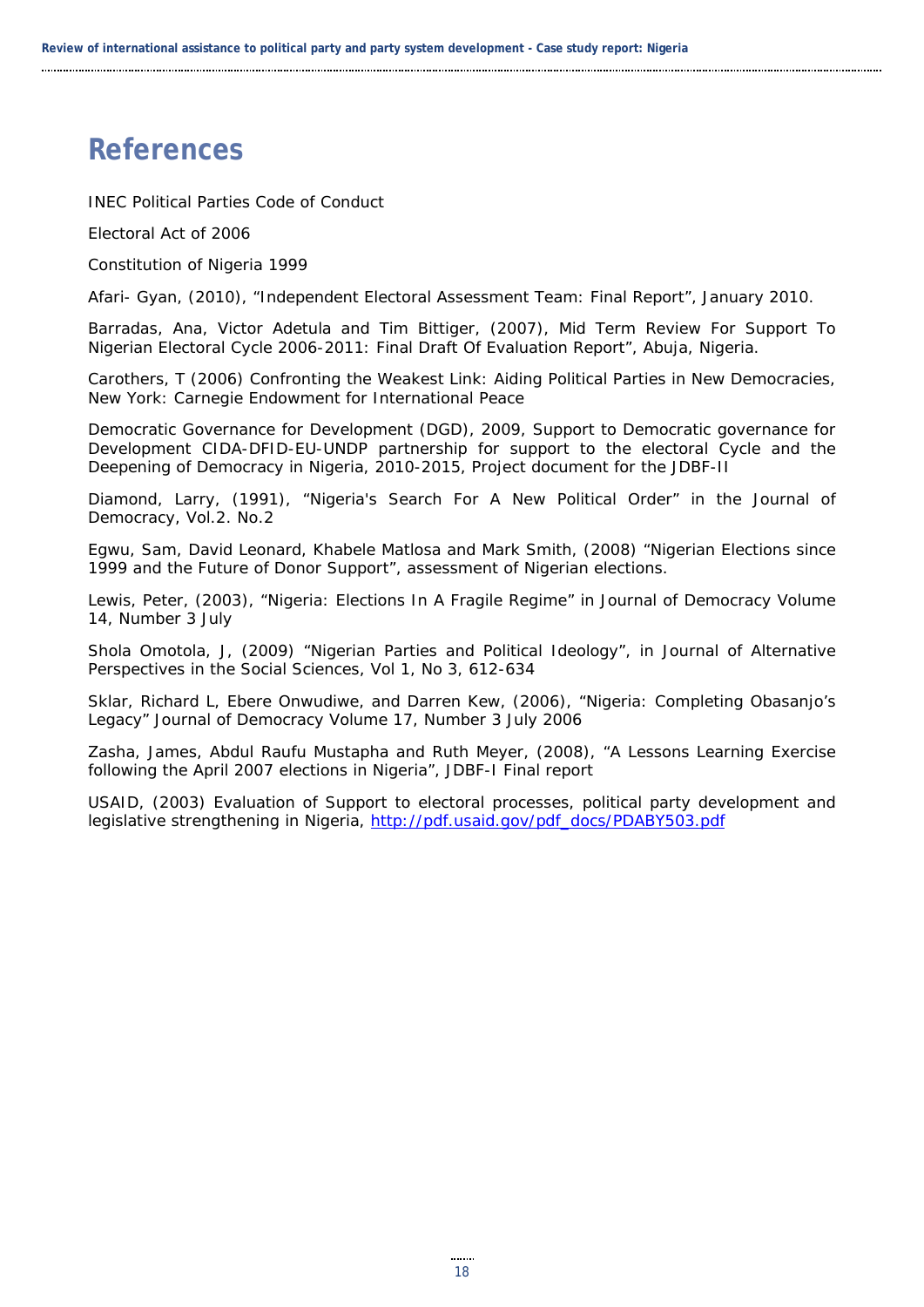# References

INEC Political Parties Code of Conduct

Electoral Act of 2006

Constitution of Nigeria 1999

Afari- Gyan, (2010), “Independent Electoral Assessment Team: Final Report”, January 2010.

Barradas, Ana, Victor Adetula and Tim Bittiger, (2007), Mid Term Review For Support To Nigerian Electoral Cycle 2006-2011: Final Draft Of Evaluation Report”, Abuja, Nigeria.

Carothers, T (2006) Confronting the Weakest Link: Aiding Political Parties in New Democracies, New York: Carnegie Endowment for International Peace

Democratic Governance for Development (DGD), 2009, Support to Democratic governance for Development CIDA-DFID-EU-UNDP partnership for support to the electoral Cycle and the Deepening of Democracy in Nigeria, 2010-2015, Project document for the JDBF-II

Diamond, Larry, (1991), “Nigeria's Search For A New Political Order” in the Journal of Democracy, Vol.2. No.2

Egwu, Sam, David Leonard, Khabele Matlosa and Mark Smith, (2008) “Nigerian Elections since 1999 and the Future of Donor Support”, assessment of Nigerian elections.

Lewis, Peter, (2003), “Nigeria: Elections In A Fragile Regime” in Journal of Democracy Volume 14, Number 3 July

Shola Omotola, J, (2009) “Nigerian Parties and Political Ideology”, in Journal of Alternative Perspectives in the Social Sciences, Vol 1, No 3, 612-634

Sklar, Richard L, Ebere Onwudiwe, and Darren Kew, (2006), “Nigeria: Completing Obasanjo’s Legacy” Journal of Democracy Volume 17, Number 3 July 2006

Zasha, James, Abdul Raufu Mustapha and Ruth Meyer, (2008), “A Lessons Learning Exercise following the April 2007 elections in Nigeria”, JDBF-I Final report

USAID, (2003) Evaluation of Support to electoral processes, political party development and legislative strengthening in Nigeria, http://pdf.usaid.gov/pdf_docs/PDABY503.pdf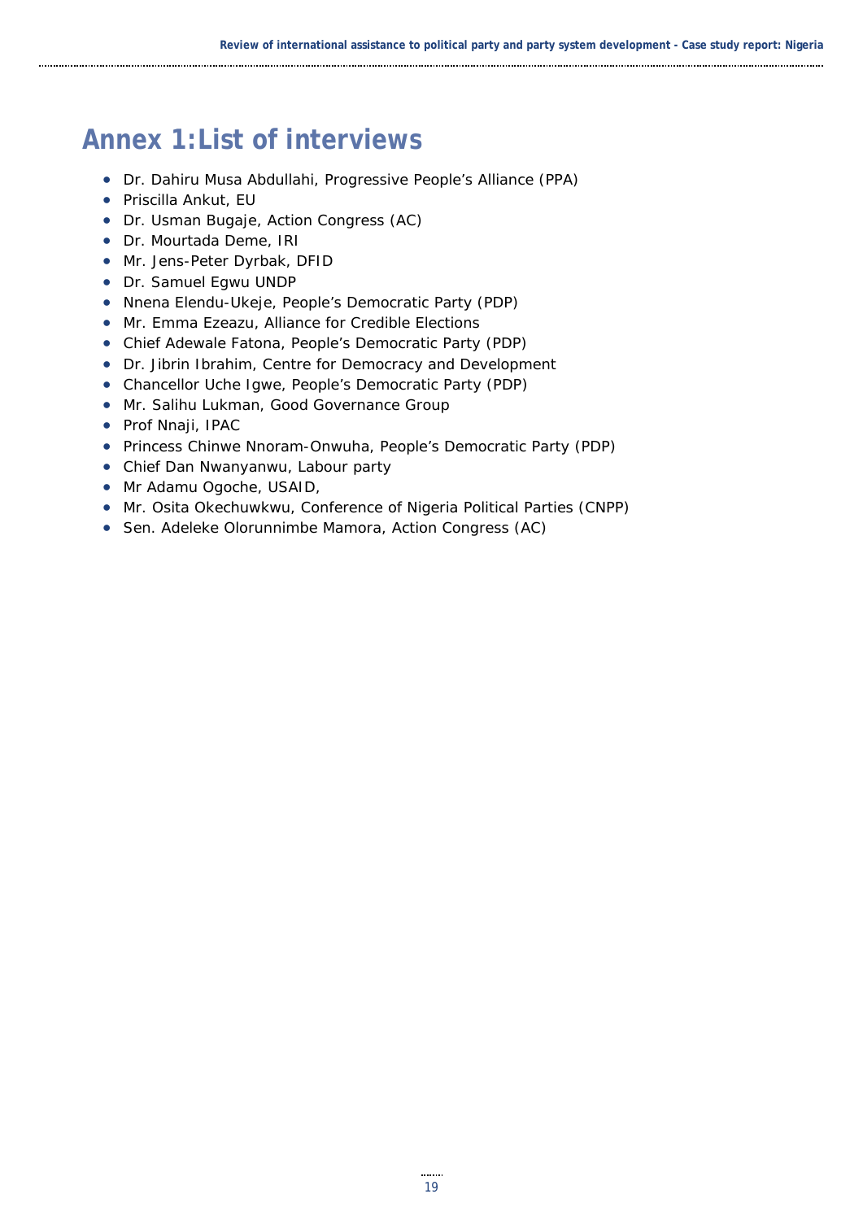# Annex 1:List of interviews

- Dr. Dahiru Musa Abdullahi, Progressive People's Alliance (PPA)
- Priscilla Ankut, EU
- Dr. Usman Bugaje, Action Congress (AC)
- Dr. Mourtada Deme, IRI
- Mr. Jens-Peter Dyrbak, DFID
- Dr. Samuel Egwu UNDP
- Nnena Elendu-Ukeje, People's Democratic Party (PDP)
- Mr. Emma Ezeazu, Alliance for Credible Elections
- Chief Adewale Fatona, People's Democratic Party (PDP)
- Dr. Jibrin Ibrahim, Centre for Democracy and Development
- Chancellor Uche Igwe, People's Democratic Party (PDP)
- Mr. Salihu Lukman, Good Governance Group
- Prof Nnaji, IPAC
- Princess Chinwe Nnoram-Onwuha, People's Democratic Party (PDP)
- Chief Dan Nwanyanwu, Labour party
- Mr Adamu Ogoche, USAID,
- Mr. Osita Okechuwkwu, Conference of Nigeria Political Parties (CNPP)
- Sen. Adeleke Olorunnimbe Mamora, Action Congress (AC)